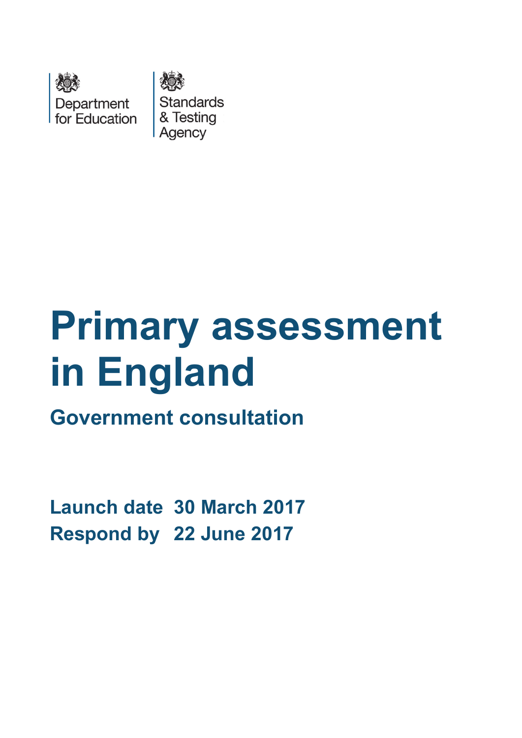Department for Education

Standards & Testing Agency

# Primary assessment in England

## Government consultation

**Launch date** **30 March 2017**

**Respond by** **22 June 2017**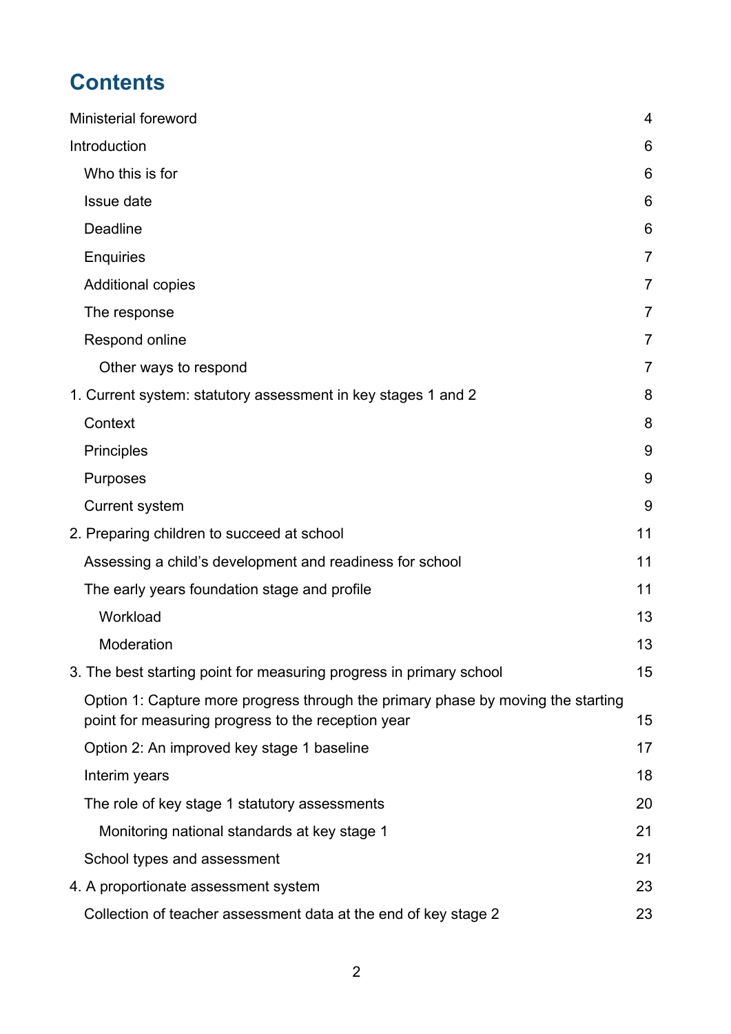# Contents

Ministerial foreword 4

Introduction 6

- Who this is for 6
- Issue date 6
- Deadline 6
- Enquiries 7
- Additional copies 7
- The response 7
- Respond online 7
  - Other ways to respond 7

1. Current system: statutory assessment in key stages 1 and 2 8
   - Context 8
   - Principles 9
   - Purposes 9
   - Current system 9

2. Preparing children to succeed at school 11
   - Assessing a child's development and readiness for school 11
   - The early years foundation stage and profile 11
     - Workload 13
     - Moderation 13

3. The best starting point for measuring progress in primary school 15
   - Option 1: Capture more progress through the primary phase by moving the starting point for measuring progress to the reception year 15
   - Option 2: An improved key stage 1 baseline 17
   - Interim years 18
   - The role of key stage 1 statutory assessments 20
     - Monitoring national standards at key stage 1 21
   - School types and assessment 21

4. A proportionate assessment system 23
   - Collection of teacher assessment data at the end of key stage 2 23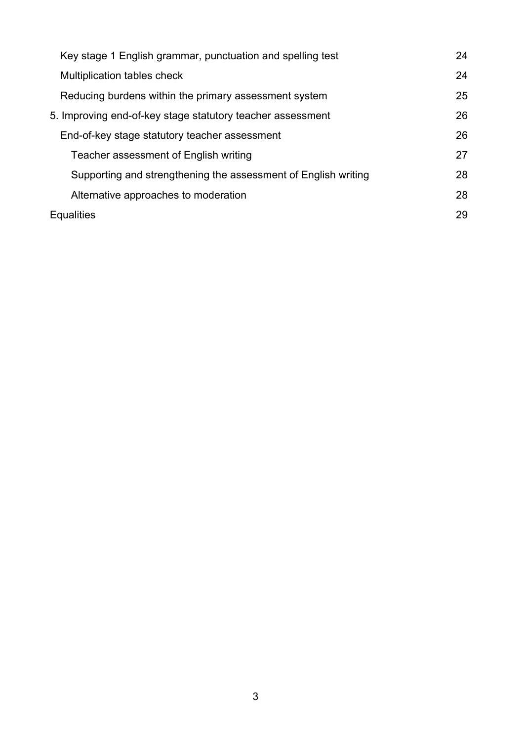| | |
|---|---|
| Key stage 1 English grammar, punctuation and spelling test | 24 |
| Multiplication tables check | 24 |
| Reducing burdens within the primary assessment system | 25 |
| 5. Improving end-of-key stage statutory teacher assessment | 26 |
| End-of-key stage statutory teacher assessment | 26 |
| Teacher assessment of English writing | 27 |
| Supporting and strengthening the assessment of English writing | 28 |
| Alternative approaches to moderation | 28 |
| Equalities | 29 |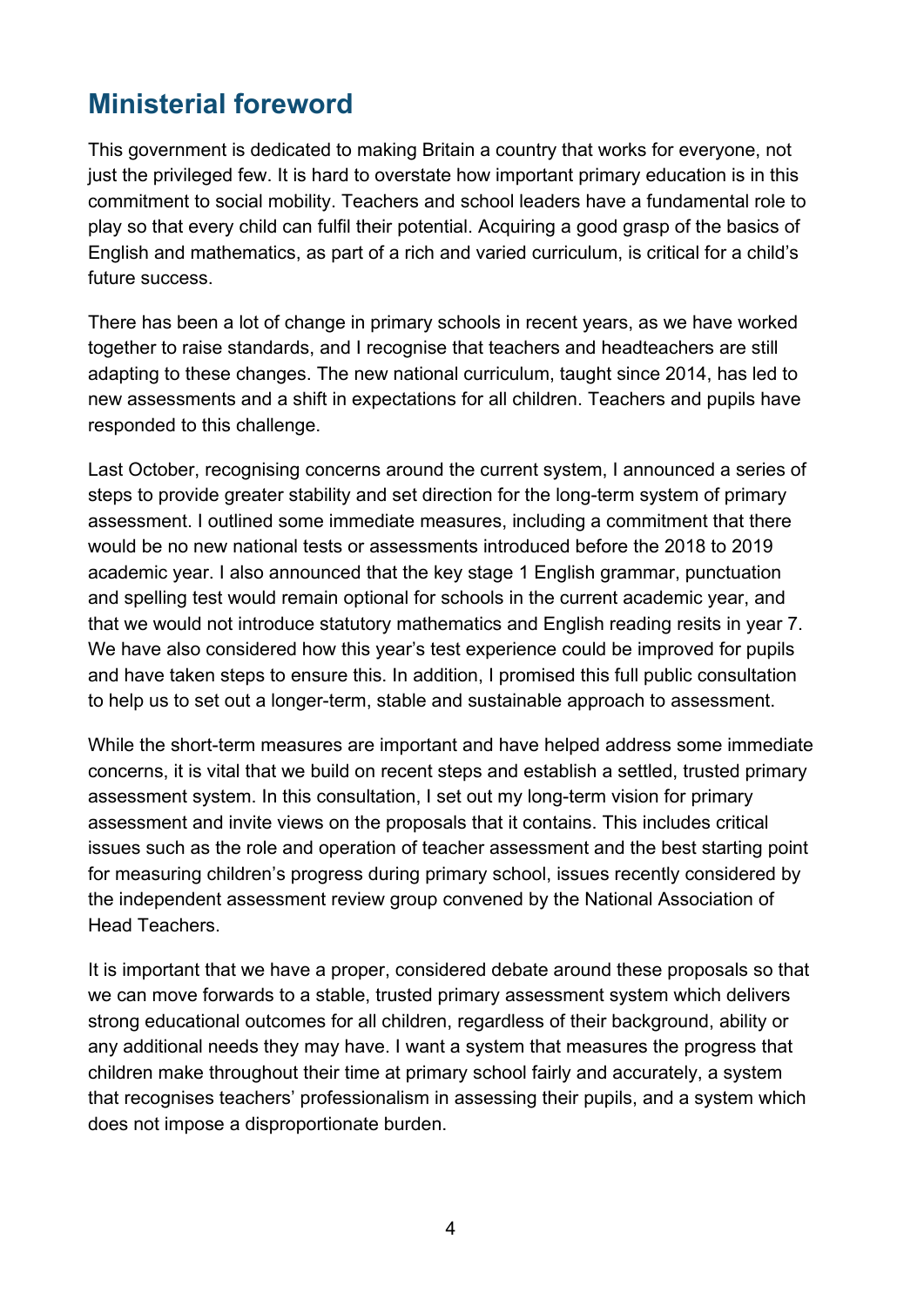## Ministerial foreword

This government is dedicated to making Britain a country that works for everyone, not just the privileged few. It is hard to overstate how important primary education is in this commitment to social mobility. Teachers and school leaders have a fundamental role to play so that every child can fulfil their potential. Acquiring a good grasp of the basics of English and mathematics, as part of a rich and varied curriculum, is critical for a child's future success.

There has been a lot of change in primary schools in recent years, as we have worked together to raise standards, and I recognise that teachers and headteachers are still adapting to these changes. The new national curriculum, taught since 2014, has led to new assessments and a shift in expectations for all children. Teachers and pupils have responded to this challenge.

Last October, recognising concerns around the current system, I announced a series of steps to provide greater stability and set direction for the long-term system of primary assessment. I outlined some immediate measures, including a commitment that there would be no new national tests or assessments introduced before the 2018 to 2019 academic year. I also announced that the key stage 1 English grammar, punctuation and spelling test would remain optional for schools in the current academic year, and that we would not introduce statutory mathematics and English reading resits in year 7. We have also considered how this year's test experience could be improved for pupils and have taken steps to ensure this. In addition, I promised this full public consultation to help us to set out a longer-term, stable and sustainable approach to assessment.

While the short-term measures are important and have helped address some immediate concerns, it is vital that we build on recent steps and establish a settled, trusted primary assessment system. In this consultation, I set out my long-term vision for primary assessment and invite views on the proposals that it contains. This includes critical issues such as the role and operation of teacher assessment and the best starting point for measuring children's progress during primary school, issues recently considered by the independent assessment review group convened by the National Association of Head Teachers.

It is important that we have a proper, considered debate around these proposals so that we can move forwards to a stable, trusted primary assessment system which delivers strong educational outcomes for all children, regardless of their background, ability or any additional needs they may have. I want a system that measures the progress that children make throughout their time at primary school fairly and accurately, a system that recognises teachers' professionalism in assessing their pupils, and a system which does not impose a disproportionate burden.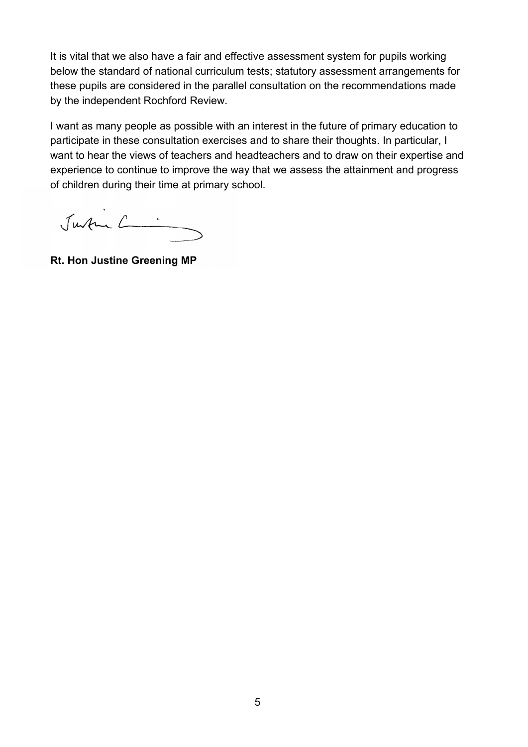It is vital that we also have a fair and effective assessment system for pupils working below the standard of national curriculum tests; statutory assessment arrangements for these pupils are considered in the parallel consultation on the recommendations made by the independent Rochford Review.

I want as many people as possible with an interest in the future of primary education to participate in these consultation exercises and to share their thoughts. In particular, I want to hear the views of teachers and headteachers and to draw on their expertise and experience to continue to improve the way that we assess the attainment and progress of children during their time at primary school.

**Rt. Hon Justine Greening MP**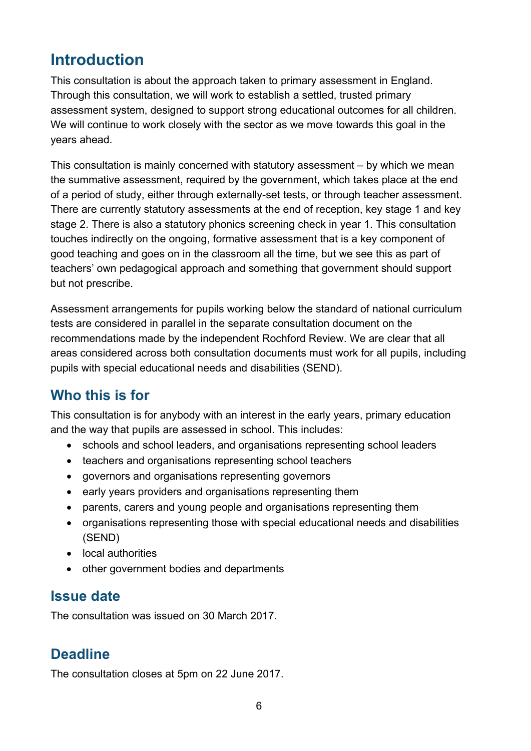# Introduction

This consultation is about the approach taken to primary assessment in England. Through this consultation, we will work to establish a settled, trusted primary assessment system, designed to support strong educational outcomes for all children. We will continue to work closely with the sector as we move towards this goal in the years ahead.

This consultation is mainly concerned with statutory assessment – by which we mean the summative assessment, required by the government, which takes place at the end of a period of study, either through externally-set tests, or through teacher assessment. There are currently statutory assessments at the end of reception, key stage 1 and key stage 2. There is also a statutory phonics screening check in year 1. This consultation touches indirectly on the ongoing, formative assessment that is a key component of good teaching and goes on in the classroom all the time, but we see this as part of teachers' own pedagogical approach and something that government should support but not prescribe.

Assessment arrangements for pupils working below the standard of national curriculum tests are considered in parallel in the separate consultation document on the recommendations made by the independent Rochford Review. We are clear that all areas considered across both consultation documents must work for all pupils, including pupils with special educational needs and disabilities (SEND).

## Who this is for

This consultation is for anybody with an interest in the early years, primary education and the way that pupils are assessed in school. This includes:

- schools and school leaders, and organisations representing school leaders
- teachers and organisations representing school teachers
- governors and organisations representing governors
- early years providers and organisations representing them
- parents, carers and young people and organisations representing them
- organisations representing those with special educational needs and disabilities (SEND)
- local authorities
- other government bodies and departments

## Issue date

The consultation was issued on 30 March 2017.

## Deadline

The consultation closes at 5pm on 22 June 2017.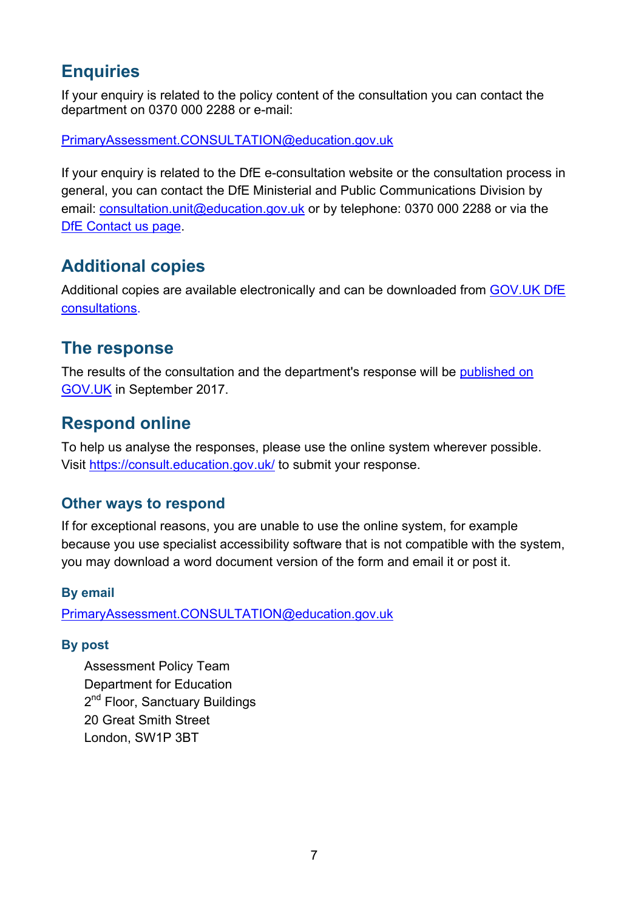## Enquiries

If your enquiry is related to the policy content of the consultation you can contact the department on 0370 000 2288 or e-mail:

PrimaryAssessment.CONSULTATION@education.gov.uk

If your enquiry is related to the DfE e-consultation website or the consultation process in general, you can contact the DfE Ministerial and Public Communications Division by email: consultation.unit@education.gov.uk or by telephone: 0370 000 2288 or via the DfE Contact us page.

## Additional copies

Additional copies are available electronically and can be downloaded from GOV.UK DfE consultations.

## The response

The results of the consultation and the department's response will be published on GOV.UK in September 2017.

## Respond online

To help us analyse the responses, please use the online system wherever possible. Visit https://consult.education.gov.uk/ to submit your response.

### Other ways to respond

If for exceptional reasons, you are unable to use the online system, for example because you use specialist accessibility software that is not compatible with the system, you may download a word document version of the form and email it or post it.

#### By email

PrimaryAssessment.CONSULTATION@education.gov.uk

#### By post

Assessment Policy Team
Department for Education
2nd Floor, Sanctuary Buildings
20 Great Smith Street
London, SW1P 3BT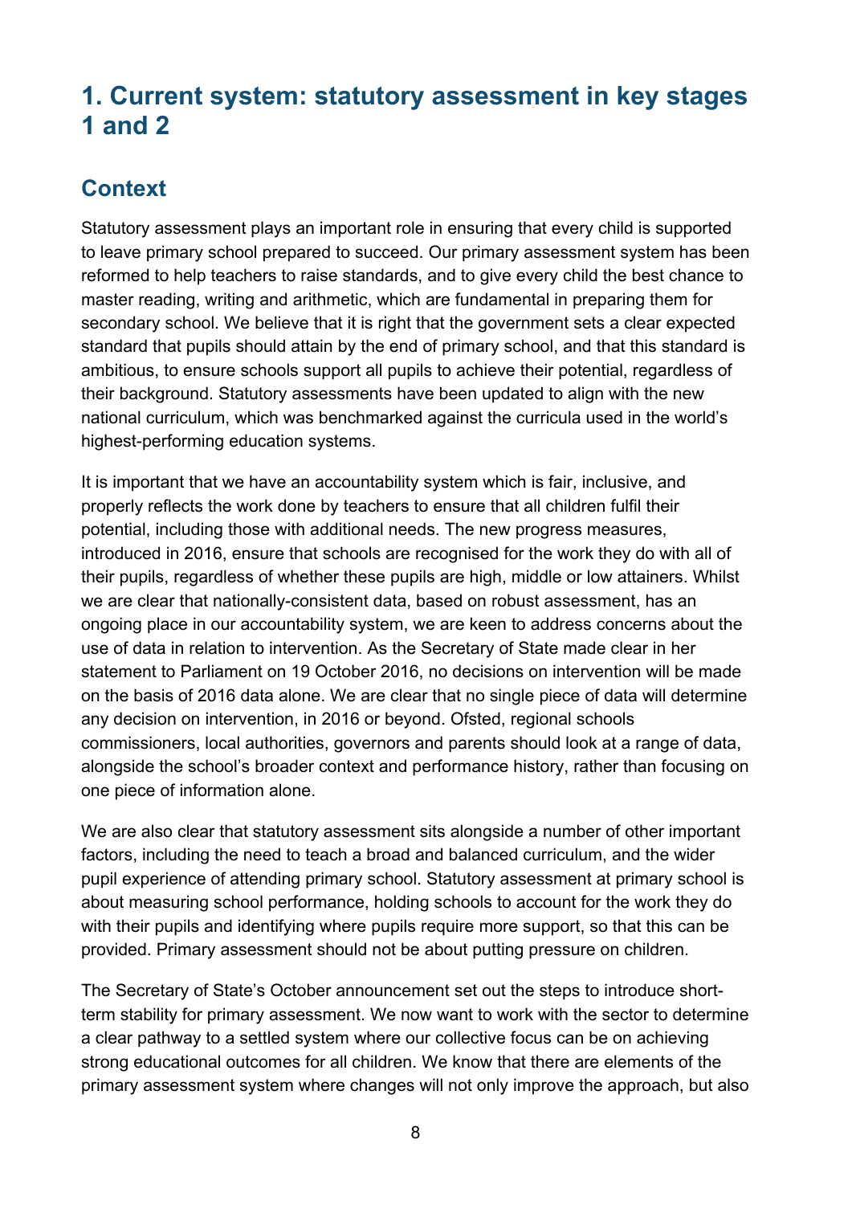# 1. Current system: statutory assessment in key stages 1 and 2

## Context

Statutory assessment plays an important role in ensuring that every child is supported to leave primary school prepared to succeed. Our primary assessment system has been reformed to help teachers to raise standards, and to give every child the best chance to master reading, writing and arithmetic, which are fundamental in preparing them for secondary school. We believe that it is right that the government sets a clear expected standard that pupils should attain by the end of primary school, and that this standard is ambitious, to ensure schools support all pupils to achieve their potential, regardless of their background. Statutory assessments have been updated to align with the new national curriculum, which was benchmarked against the curricula used in the world's highest-performing education systems.

It is important that we have an accountability system which is fair, inclusive, and properly reflects the work done by teachers to ensure that all children fulfil their potential, including those with additional needs. The new progress measures, introduced in 2016, ensure that schools are recognised for the work they do with all of their pupils, regardless of whether these pupils are high, middle or low attainers. Whilst we are clear that nationally-consistent data, based on robust assessment, has an ongoing place in our accountability system, we are keen to address concerns about the use of data in relation to intervention. As the Secretary of State made clear in her statement to Parliament on 19 October 2016, no decisions on intervention will be made on the basis of 2016 data alone. We are clear that no single piece of data will determine any decision on intervention, in 2016 or beyond. Ofsted, regional schools commissioners, local authorities, governors and parents should look at a range of data, alongside the school's broader context and performance history, rather than focusing on one piece of information alone.

We are also clear that statutory assessment sits alongside a number of other important factors, including the need to teach a broad and balanced curriculum, and the wider pupil experience of attending primary school. Statutory assessment at primary school is about measuring school performance, holding schools to account for the work they do with their pupils and identifying where pupils require more support, so that this can be provided. Primary assessment should not be about putting pressure on children.

The Secretary of State's October announcement set out the steps to introduce short-term stability for primary assessment. We now want to work with the sector to determine a clear pathway to a settled system where our collective focus can be on achieving strong educational outcomes for all children. We know that there are elements of the primary assessment system where changes will not only improve the approach, but also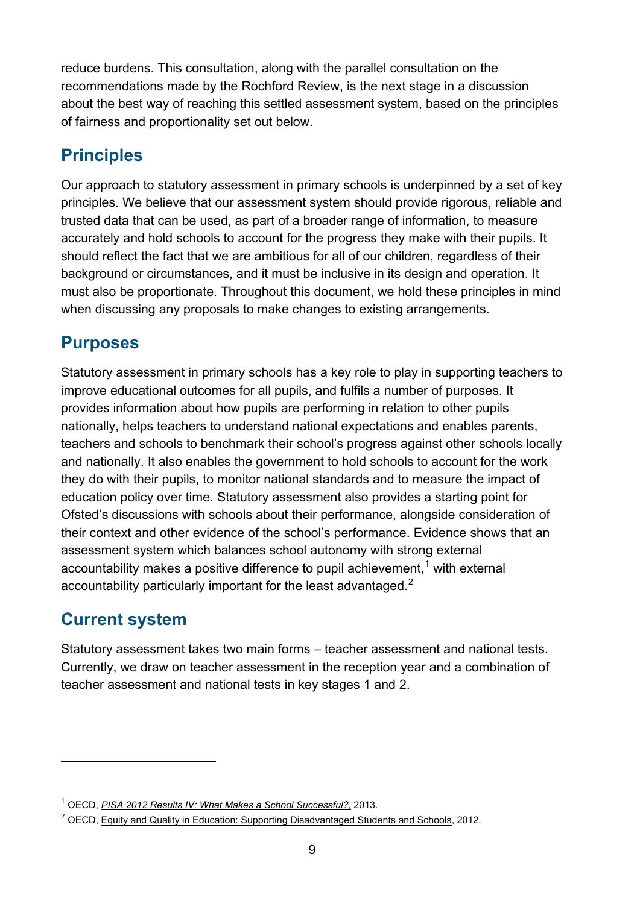reduce burdens. This consultation, along with the parallel consultation on the recommendations made by the Rochford Review, is the next stage in a discussion about the best way of reaching this settled assessment system, based on the principles of fairness and proportionality set out below.

## Principles

Our approach to statutory assessment in primary schools is underpinned by a set of key principles. We believe that our assessment system should provide rigorous, reliable and trusted data that can be used, as part of a broader range of information, to measure accurately and hold schools to account for the progress they make with their pupils. It should reflect the fact that we are ambitious for all of our children, regardless of their background or circumstances, and it must be inclusive in its design and operation. It must also be proportionate. Throughout this document, we hold these principles in mind when discussing any proposals to make changes to existing arrangements.

## Purposes

Statutory assessment in primary schools has a key role to play in supporting teachers to improve educational outcomes for all pupils, and fulfils a number of purposes. It provides information about how pupils are performing in relation to other pupils nationally, helps teachers to understand national expectations and enables parents, teachers and schools to benchmark their school's progress against other schools locally and nationally. It also enables the government to hold schools to account for the work they do with their pupils, to monitor national standards and to measure the impact of education policy over time. Statutory assessment also provides a starting point for Ofsted's discussions with schools about their performance, alongside consideration of their context and other evidence of the school's performance. Evidence shows that an assessment system which balances school autonomy with strong external accountability makes a positive difference to pupil achievement,[1] with external accountability particularly important for the least advantaged.[2]

## Current system

Statutory assessment takes two main forms – teacher assessment and national tests. Currently, we draw on teacher assessment in the reception year and a combination of teacher assessment and national tests in key stages 1 and 2.

---

[1] OECD, *PISA 2012 Results IV: What Makes a School Successful?*, 2013.

[2] OECD, Equity and Quality in Education: Supporting Disadvantaged Students and Schools, 2012.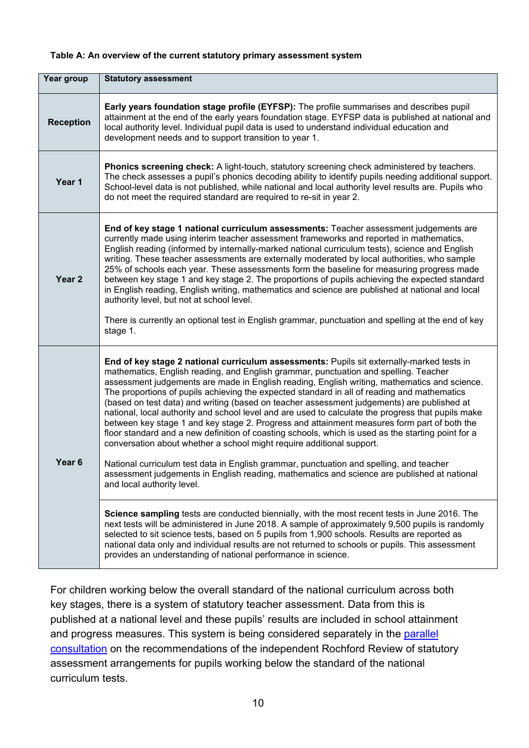**Table A: An overview of the current statutory primary assessment system**

| Year group | Statutory assessment |
|---|---|
| **Reception** | **Early years foundation stage profile (EYFSP):** The profile summarises and describes pupil attainment at the end of the early years foundation stage. EYFSP data is published at national and local authority level. Individual pupil data is used to understand individual education and development needs and to support transition to year 1. |
| **Year 1** | **Phonics screening check:** A light-touch, statutory screening check administered by teachers. The check assesses a pupil's phonics decoding ability to identify pupils needing additional support. School-level data is not published, while national and local authority level results are. Pupils who do not meet the required standard are required to re-sit in year 2. |
| **Year 2** | **End of key stage 1 national curriculum assessments:** Teacher assessment judgements are currently made using interim teacher assessment frameworks and reported in mathematics, English reading (informed by internally-marked national curriculum tests), science and English writing. These teacher assessments are externally moderated by local authorities, who sample 25% of schools each year. These assessments form the baseline for measuring progress made between key stage 1 and key stage 2. The proportions of pupils achieving the expected standard in English reading, English writing, mathematics and science are published at national and local authority level, but not at school level.<br><br>There is currently an optional test in English grammar, punctuation and spelling at the end of key stage 1. |
| **Year 6** | **End of key stage 2 national curriculum assessments:** Pupils sit externally-marked tests in mathematics, English reading, and English grammar, punctuation and spelling. Teacher assessment judgements are made in English reading, English writing, mathematics and science. The proportions of pupils achieving the expected standard in all of reading and mathematics (based on test data) and writing (based on teacher assessment judgements) are published at national, local authority and school level and are used to calculate the progress that pupils make between key stage 1 and key stage 2. Progress and attainment measures form part of both the floor standard and a new definition of coasting schools, which is used as the starting point for a conversation about whether a school might require additional support.<br><br>National curriculum test data in English grammar, punctuation and spelling, and teacher assessment judgements in English reading, mathematics and science are published at national and local authority level. |
| | **Science sampling** tests are conducted biennially, with the most recent tests in June 2016. The next tests will be administered in June 2018. A sample of approximately 9,500 pupils is randomly selected to sit science tests, based on 5 pupils from 1,900 schools. Results are reported as national data only and individual results are not returned to schools or pupils. This assessment provides an understanding of national performance in science. |

For children working below the overall standard of the national curriculum across both key stages, there is a system of statutory teacher assessment. Data from this is published at a national level and these pupils' results are included in school attainment and progress measures. This system is being considered separately in the parallel consultation on the recommendations of the independent Rochford Review of statutory assessment arrangements for pupils working below the standard of the national curriculum tests.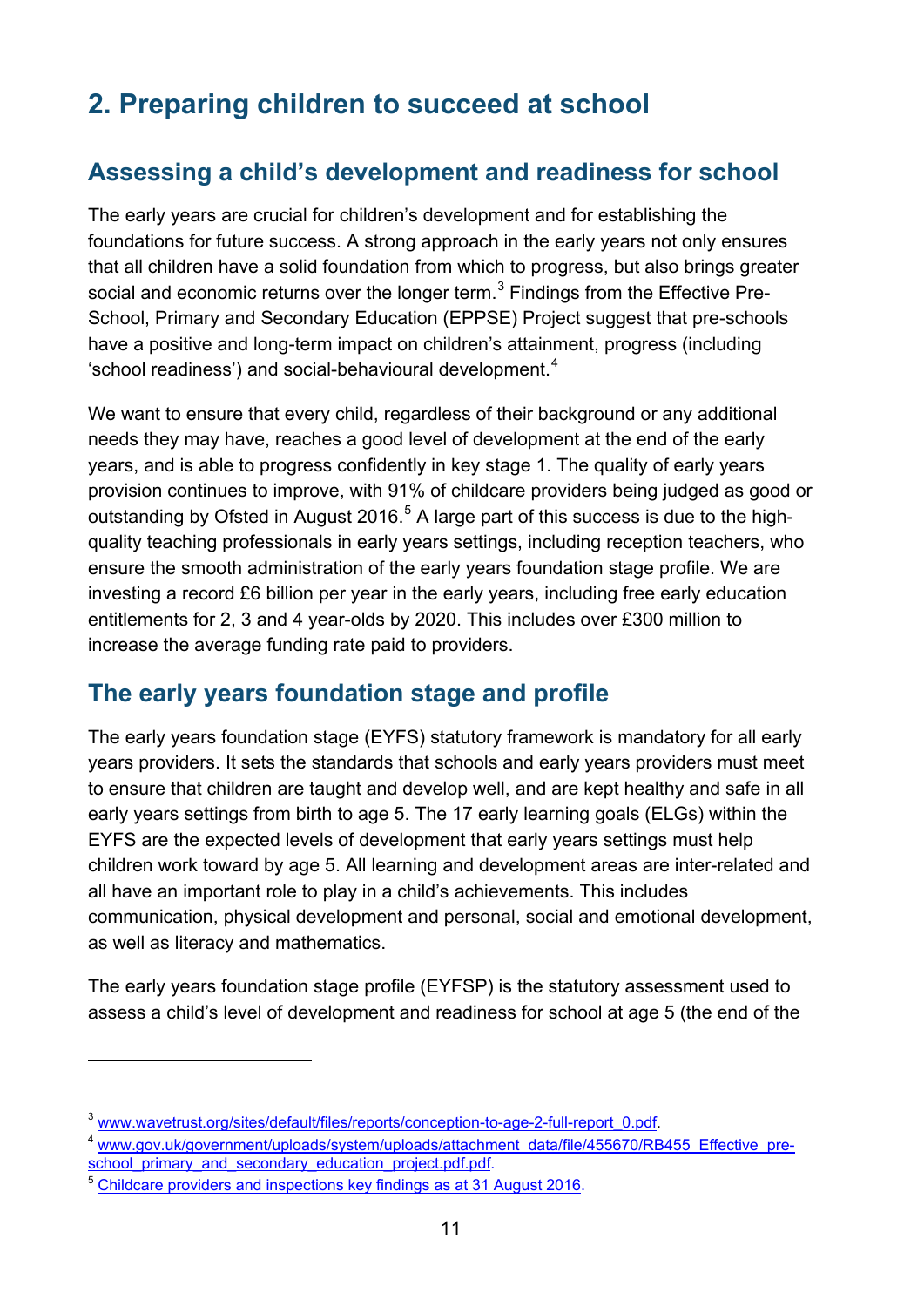# 2. Preparing children to succeed at school

## Assessing a child's development and readiness for school

The early years are crucial for children's development and for establishing the foundations for future success. A strong approach in the early years not only ensures that all children have a solid foundation from which to progress, but also brings greater social and economic returns over the longer term.[3] Findings from the Effective Pre-School, Primary and Secondary Education (EPPSE) Project suggest that pre-schools have a positive and long-term impact on children's attainment, progress (including 'school readiness') and social-behavioural development.[4]

We want to ensure that every child, regardless of their background or any additional needs they may have, reaches a good level of development at the end of the early years, and is able to progress confidently in key stage 1. The quality of early years provision continues to improve, with 91% of childcare providers being judged as good or outstanding by Ofsted in August 2016.[5] A large part of this success is due to the high-quality teaching professionals in early years settings, including reception teachers, who ensure the smooth administration of the early years foundation stage profile. We are investing a record £6 billion per year in the early years, including free early education entitlements for 2, 3 and 4 year-olds by 2020. This includes over £300 million to increase the average funding rate paid to providers.

## The early years foundation stage and profile

The early years foundation stage (EYFS) statutory framework is mandatory for all early years providers. It sets the standards that schools and early years providers must meet to ensure that children are taught and develop well, and are kept healthy and safe in all early years settings from birth to age 5. The 17 early learning goals (ELGs) within the EYFS are the expected levels of development that early years settings must help children work toward by age 5. All learning and development areas are inter-related and all have an important role to play in a child's achievements. This includes communication, physical development and personal, social and emotional development, as well as literacy and mathematics.

The early years foundation stage profile (EYFSP) is the statutory assessment used to assess a child's level of development and readiness for school at age 5 (the end of the

---

[3] www.wavetrust.org/sites/default/files/reports/conception-to-age-2-full-report_0.pdf.

[4] www.gov.uk/government/uploads/system/uploads/attachment_data/file/455670/RB455_Effective_pre-school_primary_and_secondary_education_project.pdf.pdf.

[5] Childcare providers and inspections key findings as at 31 August 2016.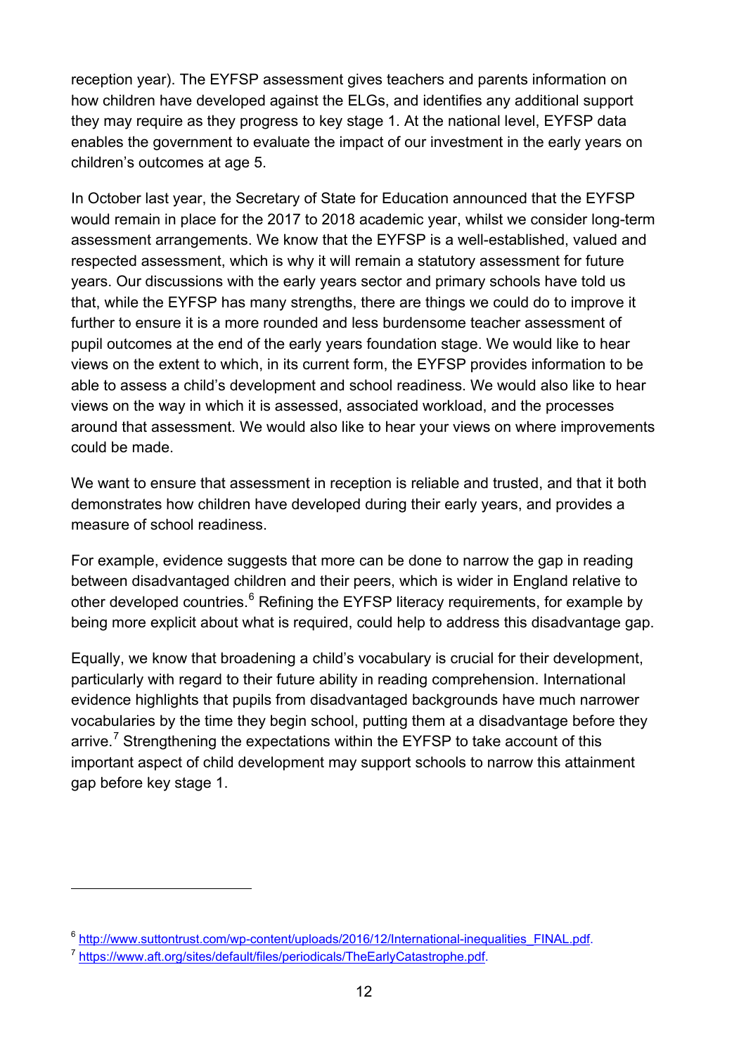reception year). The EYFSP assessment gives teachers and parents information on how children have developed against the ELGs, and identifies any additional support they may require as they progress to key stage 1. At the national level, EYFSP data enables the government to evaluate the impact of our investment in the early years on children's outcomes at age 5.

In October last year, the Secretary of State for Education announced that the EYFSP would remain in place for the 2017 to 2018 academic year, whilst we consider long-term assessment arrangements. We know that the EYFSP is a well-established, valued and respected assessment, which is why it will remain a statutory assessment for future years. Our discussions with the early years sector and primary schools have told us that, while the EYFSP has many strengths, there are things we could do to improve it further to ensure it is a more rounded and less burdensome teacher assessment of pupil outcomes at the end of the early years foundation stage. We would like to hear views on the extent to which, in its current form, the EYFSP provides information to be able to assess a child's development and school readiness. We would also like to hear views on the way in which it is assessed, associated workload, and the processes around that assessment. We would also like to hear your views on where improvements could be made.

We want to ensure that assessment in reception is reliable and trusted, and that it both demonstrates how children have developed during their early years, and provides a measure of school readiness.

For example, evidence suggests that more can be done to narrow the gap in reading between disadvantaged children and their peers, which is wider in England relative to other developed countries.[6] Refining the EYFSP literacy requirements, for example by being more explicit about what is required, could help to address this disadvantage gap.

Equally, we know that broadening a child's vocabulary is crucial for their development, particularly with regard to their future ability in reading comprehension. International evidence highlights that pupils from disadvantaged backgrounds have much narrower vocabularies by the time they begin school, putting them at a disadvantage before they arrive.[7] Strengthening the expectations within the EYFSP to take account of this important aspect of child development may support schools to narrow this attainment gap before key stage 1.

---

[6] http://www.suttontrust.com/wp-content/uploads/2016/12/International-inequalities_FINAL.pdf.

[7] https://www.aft.org/sites/default/files/periodicals/TheEarlyCatastrophe.pdf.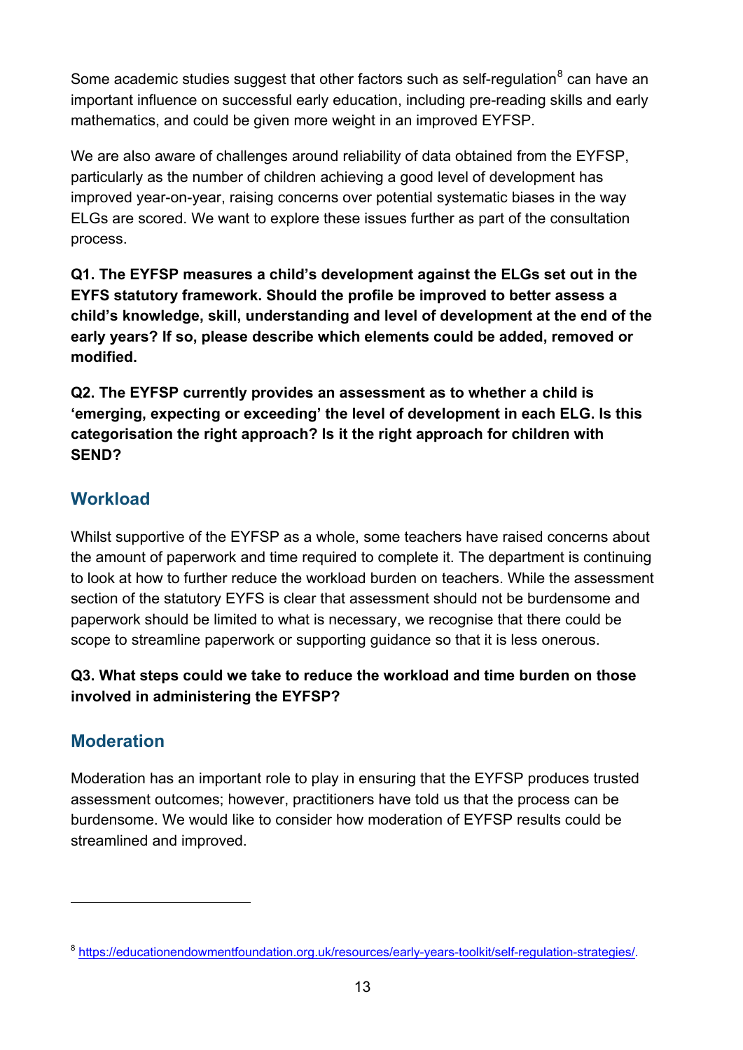Some academic studies suggest that other factors such as self-regulation[8] can have an important influence on successful early education, including pre-reading skills and early mathematics, and could be given more weight in an improved EYFSP.

We are also aware of challenges around reliability of data obtained from the EYFSP, particularly as the number of children achieving a good level of development has improved year-on-year, raising concerns over potential systematic biases in the way ELGs are scored. We want to explore these issues further as part of the consultation process.

**Q1. The EYFSP measures a child's development against the ELGs set out in the EYFS statutory framework. Should the profile be improved to better assess a child's knowledge, skill, understanding and level of development at the end of the early years? If so, please describe which elements could be added, removed or modified.**

**Q2. The EYFSP currently provides an assessment as to whether a child is 'emerging, expecting or exceeding' the level of development in each ELG. Is this categorisation the right approach? Is it the right approach for children with SEND?**

## Workload

Whilst supportive of the EYFSP as a whole, some teachers have raised concerns about the amount of paperwork and time required to complete it. The department is continuing to look at how to further reduce the workload burden on teachers. While the assessment section of the statutory EYFS is clear that assessment should not be burdensome and paperwork should be limited to what is necessary, we recognise that there could be scope to streamline paperwork or supporting guidance so that it is less onerous.

**Q3. What steps could we take to reduce the workload and time burden on those involved in administering the EYFSP?**

## Moderation

Moderation has an important role to play in ensuring that the EYFSP produces trusted assessment outcomes; however, practitioners have told us that the process can be burdensome. We would like to consider how moderation of EYFSP results could be streamlined and improved.

---

[8] https://educationendowmentfoundation.org.uk/resources/early-years-toolkit/self-regulation-strategies/.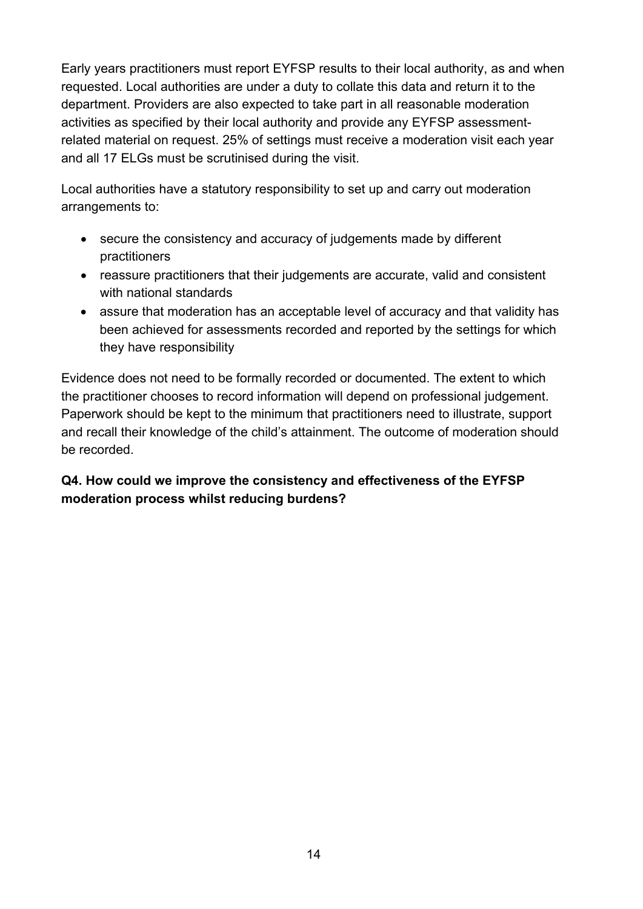Early years practitioners must report EYFSP results to their local authority, as and when requested. Local authorities are under a duty to collate this data and return it to the department. Providers are also expected to take part in all reasonable moderation activities as specified by their local authority and provide any EYFSP assessment-related material on request. 25% of settings must receive a moderation visit each year and all 17 ELGs must be scrutinised during the visit.

Local authorities have a statutory responsibility to set up and carry out moderation arrangements to:

- secure the consistency and accuracy of judgements made by different practitioners
- reassure practitioners that their judgements are accurate, valid and consistent with national standards
- assure that moderation has an acceptable level of accuracy and that validity has been achieved for assessments recorded and reported by the settings for which they have responsibility

Evidence does not need to be formally recorded or documented. The extent to which the practitioner chooses to record information will depend on professional judgement. Paperwork should be kept to the minimum that practitioners need to illustrate, support and recall their knowledge of the child's attainment. The outcome of moderation should be recorded.

**Q4. How could we improve the consistency and effectiveness of the EYFSP moderation process whilst reducing burdens?**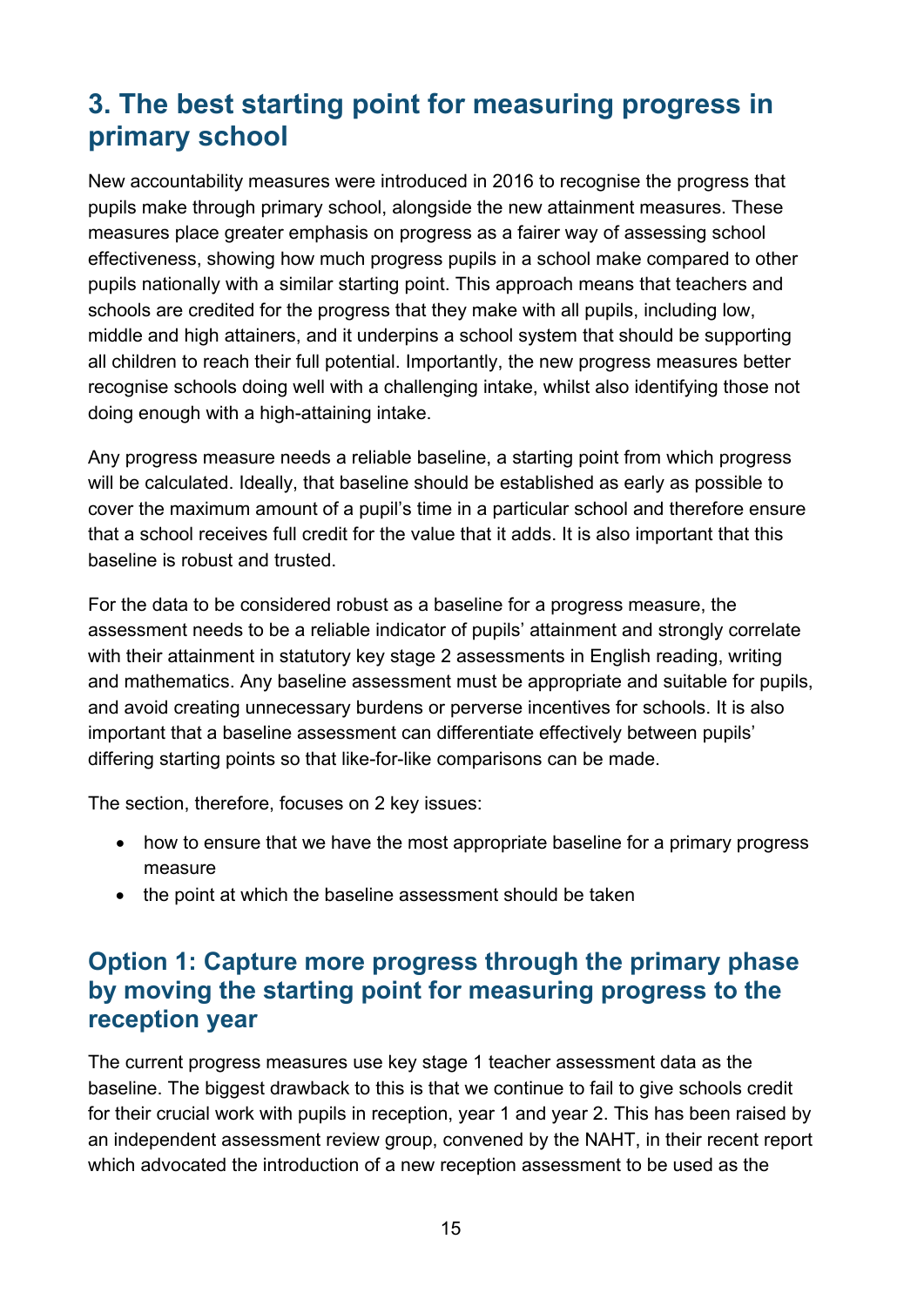## 3. The best starting point for measuring progress in primary school

New accountability measures were introduced in 2016 to recognise the progress that pupils make through primary school, alongside the new attainment measures. These measures place greater emphasis on progress as a fairer way of assessing school effectiveness, showing how much progress pupils in a school make compared to other pupils nationally with a similar starting point. This approach means that teachers and schools are credited for the progress that they make with all pupils, including low, middle and high attainers, and it underpins a school system that should be supporting all children to reach their full potential. Importantly, the new progress measures better recognise schools doing well with a challenging intake, whilst also identifying those not doing enough with a high-attaining intake.

Any progress measure needs a reliable baseline, a starting point from which progress will be calculated. Ideally, that baseline should be established as early as possible to cover the maximum amount of a pupil's time in a particular school and therefore ensure that a school receives full credit for the value that it adds. It is also important that this baseline is robust and trusted.

For the data to be considered robust as a baseline for a progress measure, the assessment needs to be a reliable indicator of pupils' attainment and strongly correlate with their attainment in statutory key stage 2 assessments in English reading, writing and mathematics. Any baseline assessment must be appropriate and suitable for pupils, and avoid creating unnecessary burdens or perverse incentives for schools. It is also important that a baseline assessment can differentiate effectively between pupils' differing starting points so that like-for-like comparisons can be made.

The section, therefore, focuses on 2 key issues:

- how to ensure that we have the most appropriate baseline for a primary progress measure
- the point at which the baseline assessment should be taken

### Option 1: Capture more progress through the primary phase by moving the starting point for measuring progress to the reception year

The current progress measures use key stage 1 teacher assessment data as the baseline. The biggest drawback to this is that we continue to fail to give schools credit for their crucial work with pupils in reception, year 1 and year 2. This has been raised by an independent assessment review group, convened by the NAHT, in their recent report which advocated the introduction of a new reception assessment to be used as the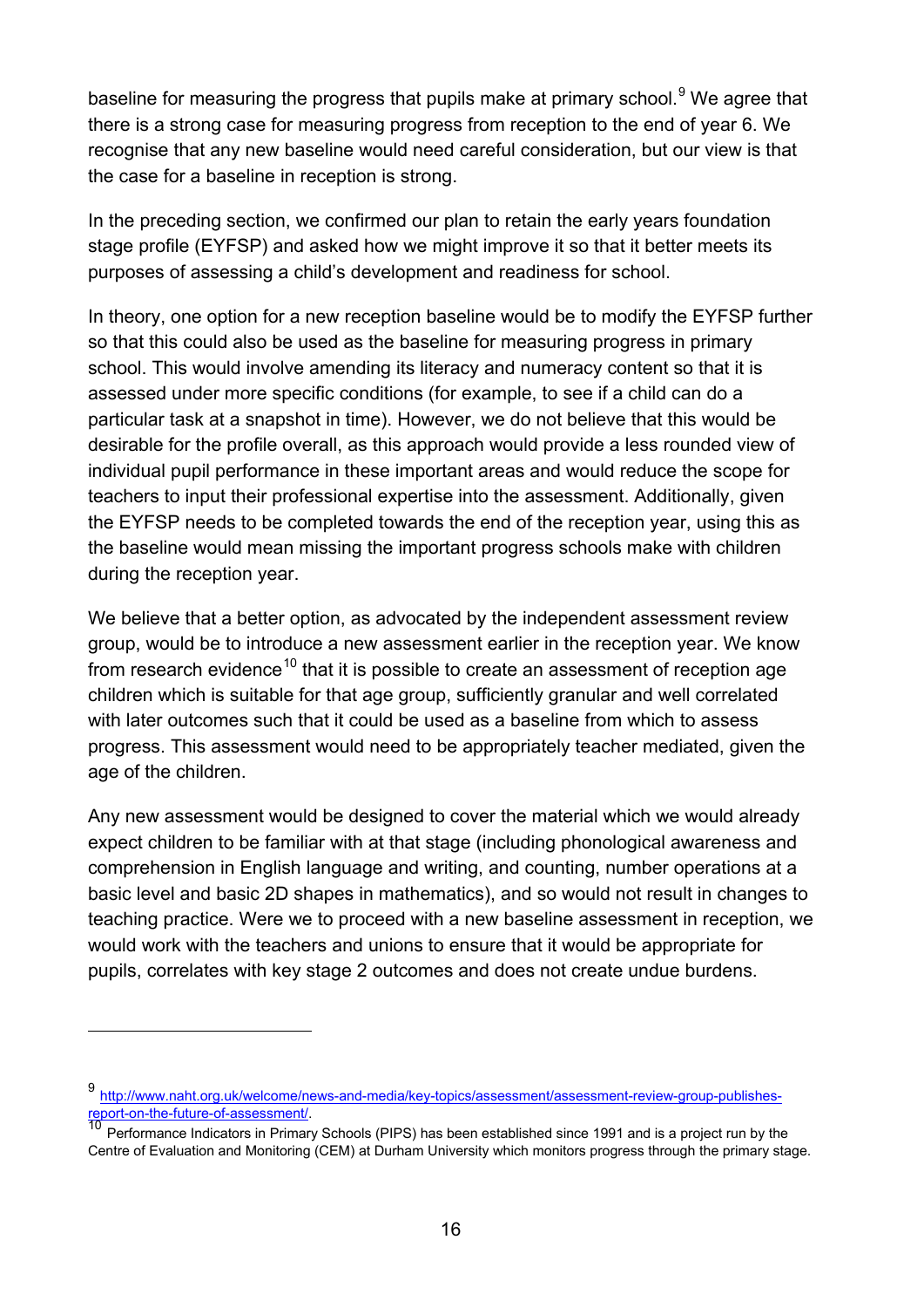baseline for measuring the progress that pupils make at primary school.[9] We agree that there is a strong case for measuring progress from reception to the end of year 6. We recognise that any new baseline would need careful consideration, but our view is that the case for a baseline in reception is strong.

In the preceding section, we confirmed our plan to retain the early years foundation stage profile (EYFSP) and asked how we might improve it so that it better meets its purposes of assessing a child's development and readiness for school.

In theory, one option for a new reception baseline would be to modify the EYFSP further so that this could also be used as the baseline for measuring progress in primary school. This would involve amending its literacy and numeracy content so that it is assessed under more specific conditions (for example, to see if a child can do a particular task at a snapshot in time). However, we do not believe that this would be desirable for the profile overall, as this approach would provide a less rounded view of individual pupil performance in these important areas and would reduce the scope for teachers to input their professional expertise into the assessment. Additionally, given the EYFSP needs to be completed towards the end of the reception year, using this as the baseline would mean missing the important progress schools make with children during the reception year.

We believe that a better option, as advocated by the independent assessment review group, would be to introduce a new assessment earlier in the reception year. We know from research evidence[10] that it is possible to create an assessment of reception age children which is suitable for that age group, sufficiently granular and well correlated with later outcomes such that it could be used as a baseline from which to assess progress. This assessment would need to be appropriately teacher mediated, given the age of the children.

Any new assessment would be designed to cover the material which we would already expect children to be familiar with at that stage (including phonological awareness and comprehension in English language and writing, and counting, number operations at a basic level and basic 2D shapes in mathematics), and so would not result in changes to teaching practice. Were we to proceed with a new baseline assessment in reception, we would work with the teachers and unions to ensure that it would be appropriate for pupils, correlates with key stage 2 outcomes and does not create undue burdens.

---

[9] http://www.naht.org.uk/welcome/news-and-media/key-topics/assessment/assessment-review-group-publishes-report-on-the-future-of-assessment/.

[10] Performance Indicators in Primary Schools (PIPS) has been established since 1991 and is a project run by the Centre of Evaluation and Monitoring (CEM) at Durham University which monitors progress through the primary stage.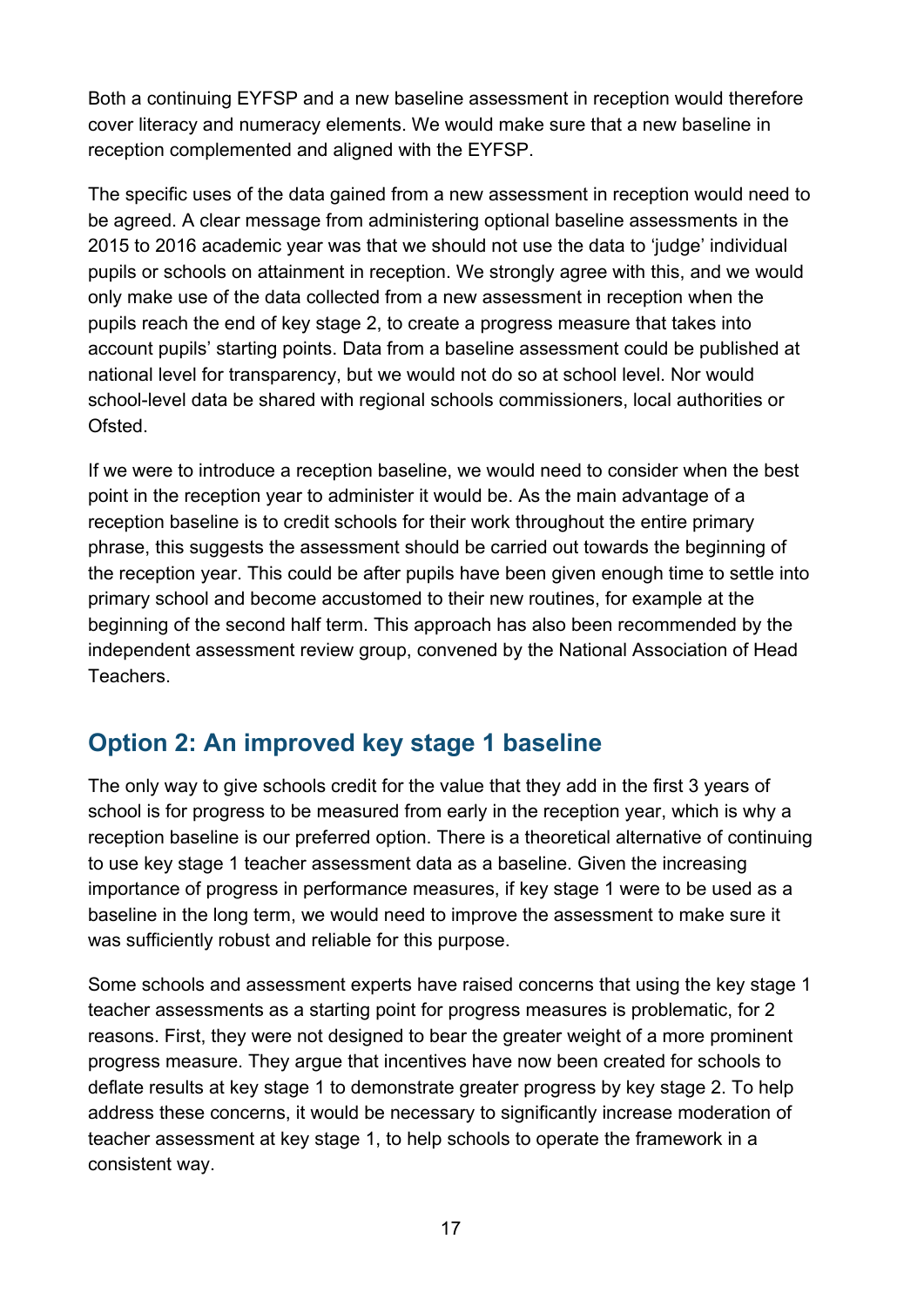Both a continuing EYFSP and a new baseline assessment in reception would therefore cover literacy and numeracy elements. We would make sure that a new baseline in reception complemented and aligned with the EYFSP.

The specific uses of the data gained from a new assessment in reception would need to be agreed. A clear message from administering optional baseline assessments in the 2015 to 2016 academic year was that we should not use the data to 'judge' individual pupils or schools on attainment in reception. We strongly agree with this, and we would only make use of the data collected from a new assessment in reception when the pupils reach the end of key stage 2, to create a progress measure that takes into account pupils' starting points. Data from a baseline assessment could be published at national level for transparency, but we would not do so at school level. Nor would school-level data be shared with regional schools commissioners, local authorities or Ofsted.

If we were to introduce a reception baseline, we would need to consider when the best point in the reception year to administer it would be. As the main advantage of a reception baseline is to credit schools for their work throughout the entire primary phrase, this suggests the assessment should be carried out towards the beginning of the reception year. This could be after pupils have been given enough time to settle into primary school and become accustomed to their new routines, for example at the beginning of the second half term. This approach has also been recommended by the independent assessment review group, convened by the National Association of Head Teachers.

## Option 2: An improved key stage 1 baseline

The only way to give schools credit for the value that they add in the first 3 years of school is for progress to be measured from early in the reception year, which is why a reception baseline is our preferred option. There is a theoretical alternative of continuing to use key stage 1 teacher assessment data as a baseline. Given the increasing importance of progress in performance measures, if key stage 1 were to be used as a baseline in the long term, we would need to improve the assessment to make sure it was sufficiently robust and reliable for this purpose.

Some schools and assessment experts have raised concerns that using the key stage 1 teacher assessments as a starting point for progress measures is problematic, for 2 reasons. First, they were not designed to bear the greater weight of a more prominent progress measure. They argue that incentives have now been created for schools to deflate results at key stage 1 to demonstrate greater progress by key stage 2. To help address these concerns, it would be necessary to significantly increase moderation of teacher assessment at key stage 1, to help schools to operate the framework in a consistent way.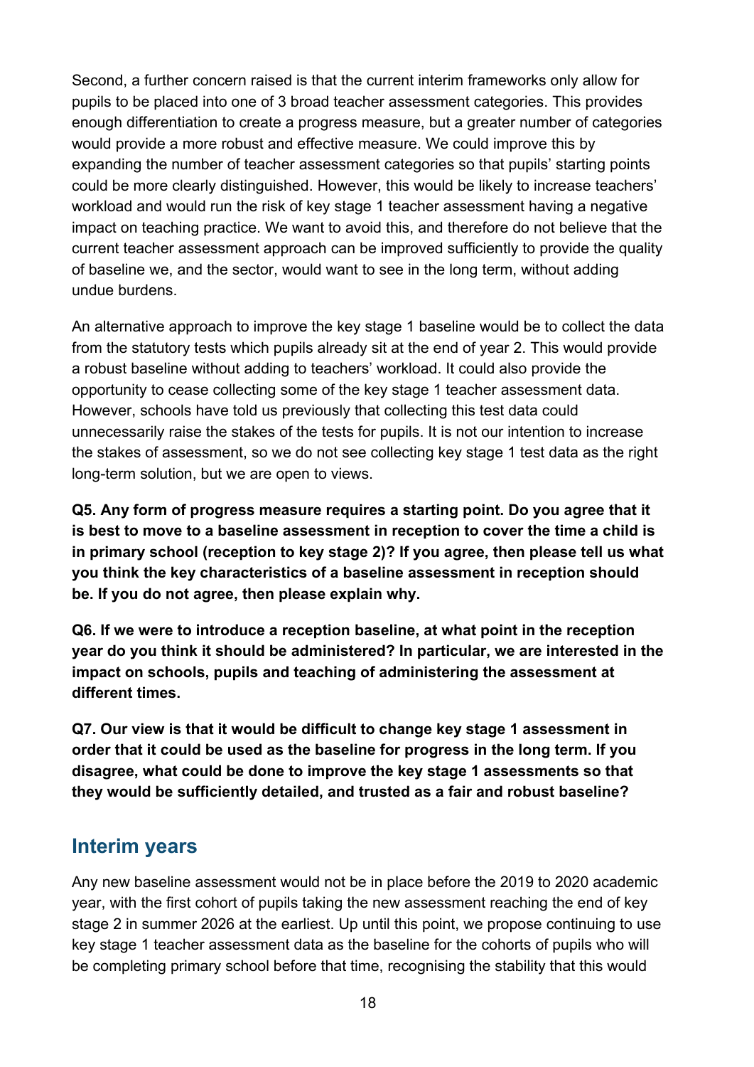Second, a further concern raised is that the current interim frameworks only allow for pupils to be placed into one of 3 broad teacher assessment categories. This provides enough differentiation to create a progress measure, but a greater number of categories would provide a more robust and effective measure. We could improve this by expanding the number of teacher assessment categories so that pupils' starting points could be more clearly distinguished. However, this would be likely to increase teachers' workload and would run the risk of key stage 1 teacher assessment having a negative impact on teaching practice. We want to avoid this, and therefore do not believe that the current teacher assessment approach can be improved sufficiently to provide the quality of baseline we, and the sector, would want to see in the long term, without adding undue burdens.

An alternative approach to improve the key stage 1 baseline would be to collect the data from the statutory tests which pupils already sit at the end of year 2. This would provide a robust baseline without adding to teachers' workload. It could also provide the opportunity to cease collecting some of the key stage 1 teacher assessment data. However, schools have told us previously that collecting this test data could unnecessarily raise the stakes of the tests for pupils. It is not our intention to increase the stakes of assessment, so we do not see collecting key stage 1 test data as the right long-term solution, but we are open to views.

**Q5. Any form of progress measure requires a starting point. Do you agree that it is best to move to a baseline assessment in reception to cover the time a child is in primary school (reception to key stage 2)? If you agree, then please tell us what you think the key characteristics of a baseline assessment in reception should be. If you do not agree, then please explain why.**

**Q6. If we were to introduce a reception baseline, at what point in the reception year do you think it should be administered? In particular, we are interested in the impact on schools, pupils and teaching of administering the assessment at different times.**

**Q7. Our view is that it would be difficult to change key stage 1 assessment in order that it could be used as the baseline for progress in the long term. If you disagree, what could be done to improve the key stage 1 assessments so that they would be sufficiently detailed, and trusted as a fair and robust baseline?**

## Interim years

Any new baseline assessment would not be in place before the 2019 to 2020 academic year, with the first cohort of pupils taking the new assessment reaching the end of key stage 2 in summer 2026 at the earliest. Up until this point, we propose continuing to use key stage 1 teacher assessment data as the baseline for the cohorts of pupils who will be completing primary school before that time, recognising the stability that this would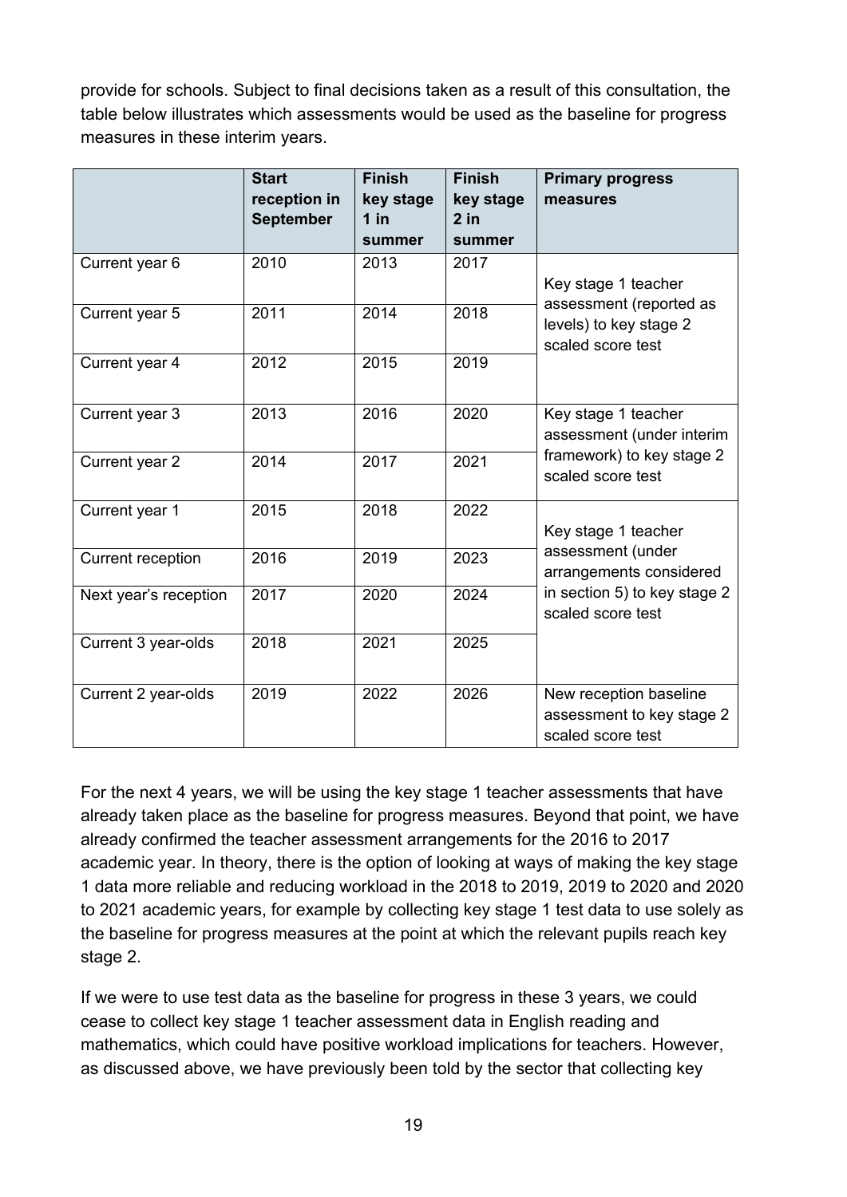provide for schools. Subject to final decisions taken as a result of this consultation, the table below illustrates which assessments would be used as the baseline for progress measures in these interim years.

| | Start reception in September | Finish key stage 1 in summer | Finish key stage 2 in summer | Primary progress measures |
|---|---|---|---|---|
| Current year 6 | 2010 | 2013 | 2017 | Key stage 1 teacher assessment (reported as levels) to key stage 2 scaled score test |
| Current year 5 | 2011 | 2014 | 2018 | |
| Current year 4 | 2012 | 2015 | 2019 | |
| Current year 3 | 2013 | 2016 | 2020 | Key stage 1 teacher assessment (under interim framework) to key stage 2 scaled score test |
| Current year 2 | 2014 | 2017 | 2021 | |
| Current year 1 | 2015 | 2018 | 2022 | Key stage 1 teacher assessment (under arrangements considered in section 5) to key stage 2 scaled score test |
| Current reception | 2016 | 2019 | 2023 | |
| Next year's reception | 2017 | 2020 | 2024 | |
| Current 3 year-olds | 2018 | 2021 | 2025 | |
| Current 2 year-olds | 2019 | 2022 | 2026 | New reception baseline assessment to key stage 2 scaled score test |

For the next 4 years, we will be using the key stage 1 teacher assessments that have already taken place as the baseline for progress measures. Beyond that point, we have already confirmed the teacher assessment arrangements for the 2016 to 2017 academic year. In theory, there is the option of looking at ways of making the key stage 1 data more reliable and reducing workload in the 2018 to 2019, 2019 to 2020 and 2020 to 2021 academic years, for example by collecting key stage 1 test data to use solely as the baseline for progress measures at the point at which the relevant pupils reach key stage 2.

If we were to use test data as the baseline for progress in these 3 years, we could cease to collect key stage 1 teacher assessment data in English reading and mathematics, which could have positive workload implications for teachers. However, as discussed above, we have previously been told by the sector that collecting key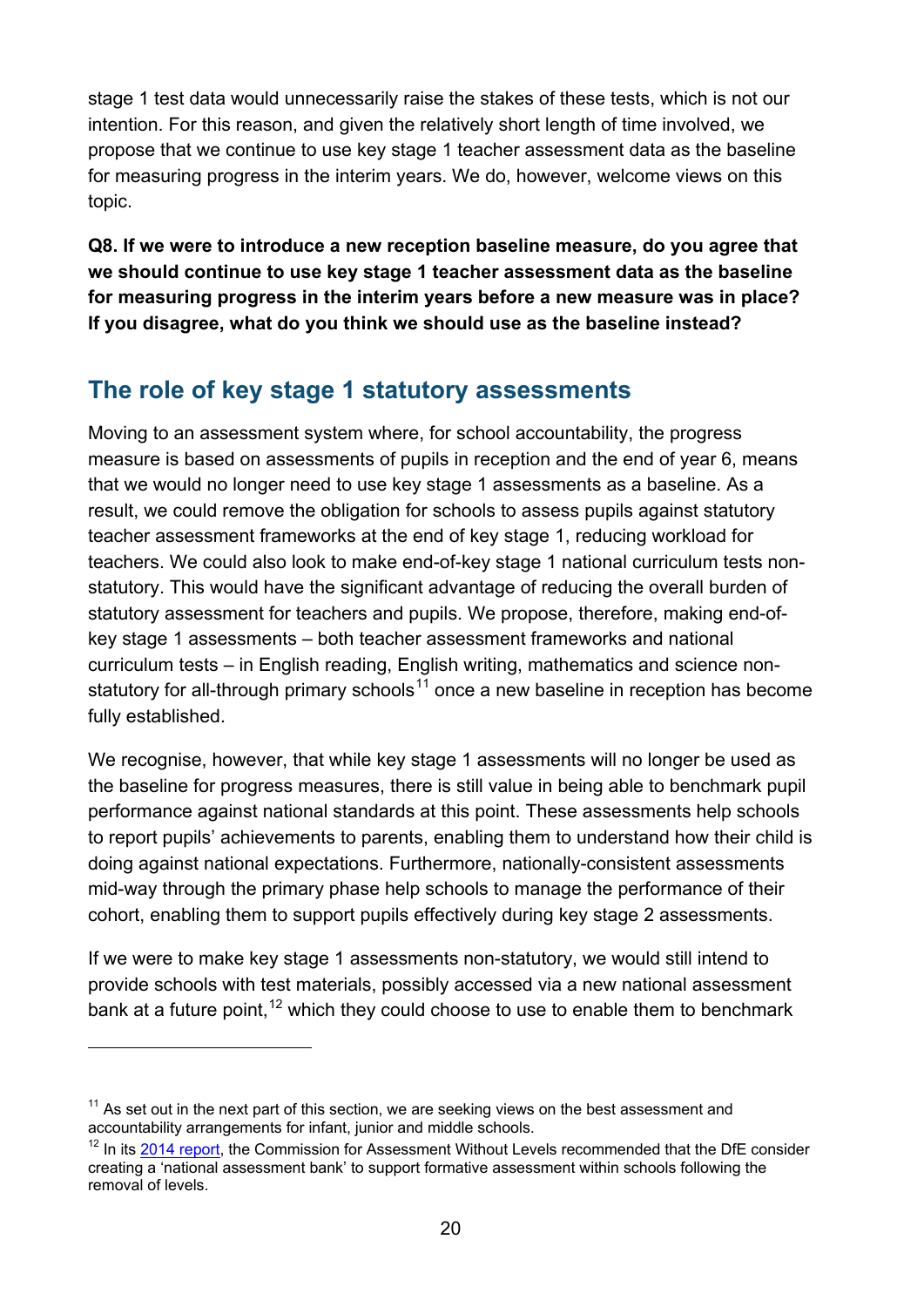stage 1 test data would unnecessarily raise the stakes of these tests, which is not our intention. For this reason, and given the relatively short length of time involved, we propose that we continue to use key stage 1 teacher assessment data as the baseline for measuring progress in the interim years. We do, however, welcome views on this topic.

**Q8. If we were to introduce a new reception baseline measure, do you agree that we should continue to use key stage 1 teacher assessment data as the baseline for measuring progress in the interim years before a new measure was in place? If you disagree, what do you think we should use as the baseline instead?**

## The role of key stage 1 statutory assessments

Moving to an assessment system where, for school accountability, the progress measure is based on assessments of pupils in reception and the end of year 6, means that we would no longer need to use key stage 1 assessments as a baseline. As a result, we could remove the obligation for schools to assess pupils against statutory teacher assessment frameworks at the end of key stage 1, reducing workload for teachers. We could also look to make end-of-key stage 1 national curriculum tests non-statutory. This would have the significant advantage of reducing the overall burden of statutory assessment for teachers and pupils. We propose, therefore, making end-of-key stage 1 assessments – both teacher assessment frameworks and national curriculum tests – in English reading, English writing, mathematics and science non-statutory for all-through primary schools[11] once a new baseline in reception has become fully established.

We recognise, however, that while key stage 1 assessments will no longer be used as the baseline for progress measures, there is still value in being able to benchmark pupil performance against national standards at this point. These assessments help schools to report pupils' achievements to parents, enabling them to understand how their child is doing against national expectations. Furthermore, nationally-consistent assessments mid-way through the primary phase help schools to manage the performance of their cohort, enabling them to support pupils effectively during key stage 2 assessments.

If we were to make key stage 1 assessments non-statutory, we would still intend to provide schools with test materials, possibly accessed via a new national assessment bank at a future point,[12] which they could choose to use to enable them to benchmark

---

[11] As set out in the next part of this section, we are seeking views on the best assessment and accountability arrangements for infant, junior and middle schools.

[12] In its 2014 report, the Commission for Assessment Without Levels recommended that the DfE consider creating a 'national assessment bank' to support formative assessment within schools following the removal of levels.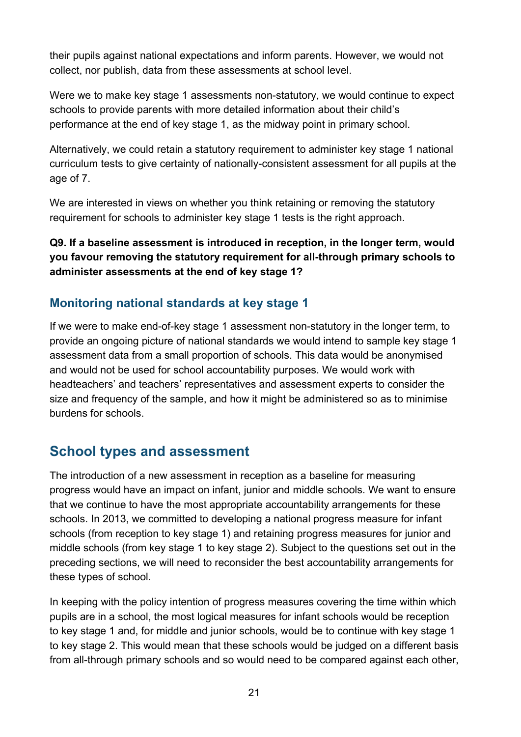their pupils against national expectations and inform parents. However, we would not collect, nor publish, data from these assessments at school level.

Were we to make key stage 1 assessments non-statutory, we would continue to expect schools to provide parents with more detailed information about their child's performance at the end of key stage 1, as the midway point in primary school.

Alternatively, we could retain a statutory requirement to administer key stage 1 national curriculum tests to give certainty of nationally-consistent assessment for all pupils at the age of 7.

We are interested in views on whether you think retaining or removing the statutory requirement for schools to administer key stage 1 tests is the right approach.

**Q9. If a baseline assessment is introduced in reception, in the longer term, would you favour removing the statutory requirement for all-through primary schools to administer assessments at the end of key stage 1?**

### Monitoring national standards at key stage 1

If we were to make end-of-key stage 1 assessment non-statutory in the longer term, to provide an ongoing picture of national standards we would intend to sample key stage 1 assessment data from a small proportion of schools. This data would be anonymised and would not be used for school accountability purposes. We would work with headteachers' and teachers' representatives and assessment experts to consider the size and frequency of the sample, and how it might be administered so as to minimise burdens for schools.

## School types and assessment

The introduction of a new assessment in reception as a baseline for measuring progress would have an impact on infant, junior and middle schools. We want to ensure that we continue to have the most appropriate accountability arrangements for these schools. In 2013, we committed to developing a national progress measure for infant schools (from reception to key stage 1) and retaining progress measures for junior and middle schools (from key stage 1 to key stage 2). Subject to the questions set out in the preceding sections, we will need to reconsider the best accountability arrangements for these types of school.

In keeping with the policy intention of progress measures covering the time within which pupils are in a school, the most logical measures for infant schools would be reception to key stage 1 and, for middle and junior schools, would be to continue with key stage 1 to key stage 2. This would mean that these schools would be judged on a different basis from all-through primary schools and so would need to be compared against each other,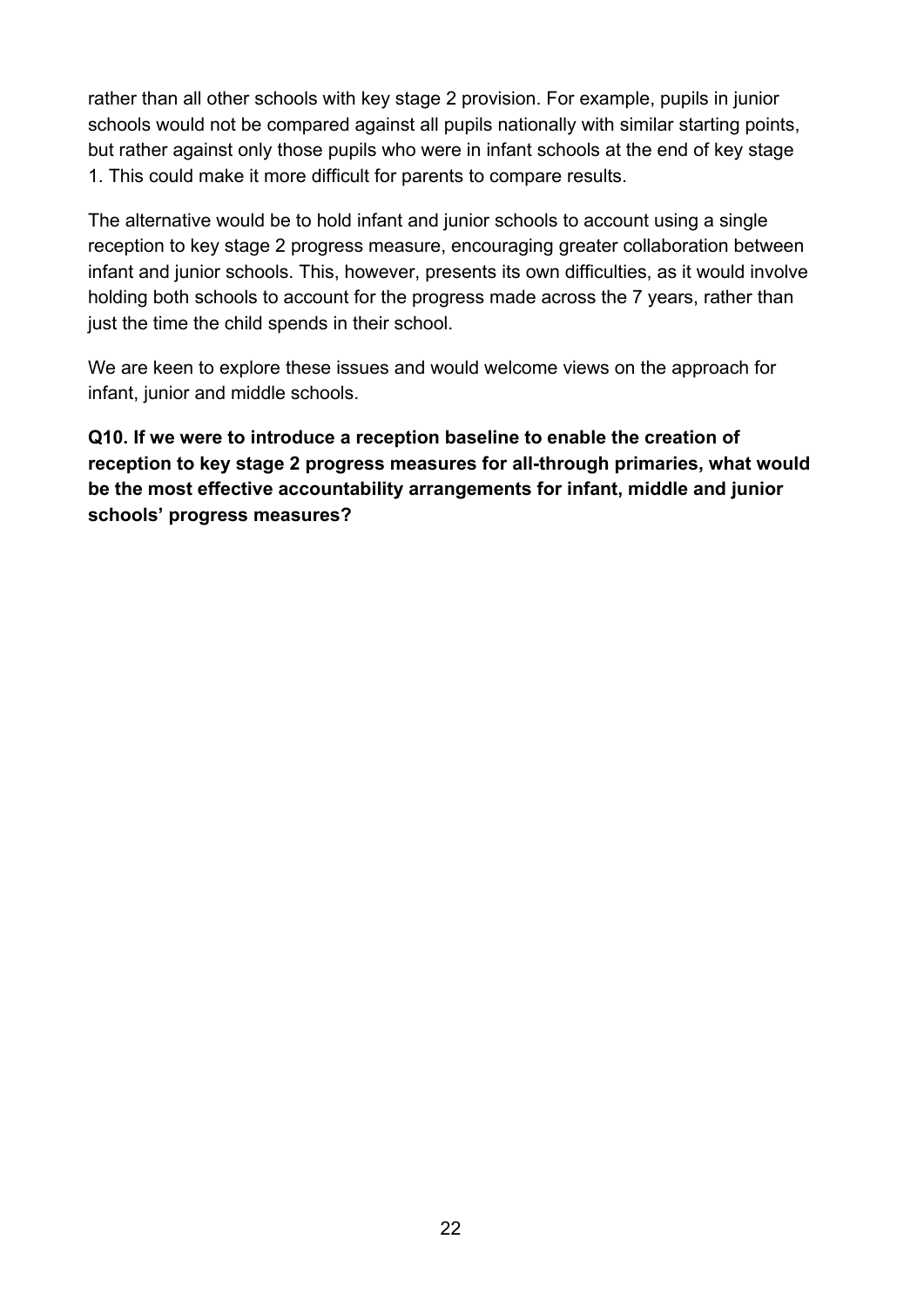rather than all other schools with key stage 2 provision. For example, pupils in junior schools would not be compared against all pupils nationally with similar starting points, but rather against only those pupils who were in infant schools at the end of key stage 1. This could make it more difficult for parents to compare results.

The alternative would be to hold infant and junior schools to account using a single reception to key stage 2 progress measure, encouraging greater collaboration between infant and junior schools. This, however, presents its own difficulties, as it would involve holding both schools to account for the progress made across the 7 years, rather than just the time the child spends in their school.

We are keen to explore these issues and would welcome views on the approach for infant, junior and middle schools.

**Q10. If we were to introduce a reception baseline to enable the creation of reception to key stage 2 progress measures for all-through primaries, what would be the most effective accountability arrangements for infant, middle and junior schools' progress measures?**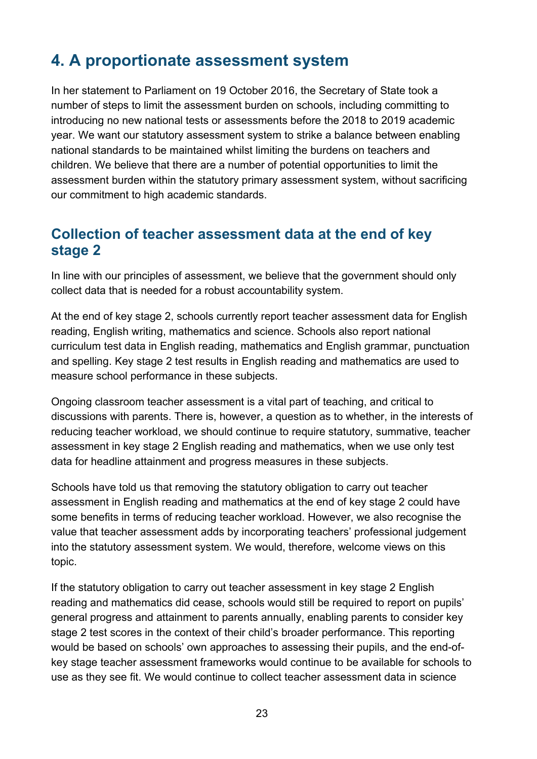# 4. A proportionate assessment system

In her statement to Parliament on 19 October 2016, the Secretary of State took a number of steps to limit the assessment burden on schools, including committing to introducing no new national tests or assessments before the 2018 to 2019 academic year. We want our statutory assessment system to strike a balance between enabling national standards to be maintained whilst limiting the burdens on teachers and children. We believe that there are a number of potential opportunities to limit the assessment burden within the statutory primary assessment system, without sacrificing our commitment to high academic standards.

## Collection of teacher assessment data at the end of key stage 2

In line with our principles of assessment, we believe that the government should only collect data that is needed for a robust accountability system.

At the end of key stage 2, schools currently report teacher assessment data for English reading, English writing, mathematics and science. Schools also report national curriculum test data in English reading, mathematics and English grammar, punctuation and spelling. Key stage 2 test results in English reading and mathematics are used to measure school performance in these subjects.

Ongoing classroom teacher assessment is a vital part of teaching, and critical to discussions with parents. There is, however, a question as to whether, in the interests of reducing teacher workload, we should continue to require statutory, summative, teacher assessment in key stage 2 English reading and mathematics, when we use only test data for headline attainment and progress measures in these subjects.

Schools have told us that removing the statutory obligation to carry out teacher assessment in English reading and mathematics at the end of key stage 2 could have some benefits in terms of reducing teacher workload. However, we also recognise the value that teacher assessment adds by incorporating teachers' professional judgement into the statutory assessment system. We would, therefore, welcome views on this topic.

If the statutory obligation to carry out teacher assessment in key stage 2 English reading and mathematics did cease, schools would still be required to report on pupils' general progress and attainment to parents annually, enabling parents to consider key stage 2 test scores in the context of their child's broader performance. This reporting would be based on schools' own approaches to assessing their pupils, and the end-of-key stage teacher assessment frameworks would continue to be available for schools to use as they see fit. We would continue to collect teacher assessment data in science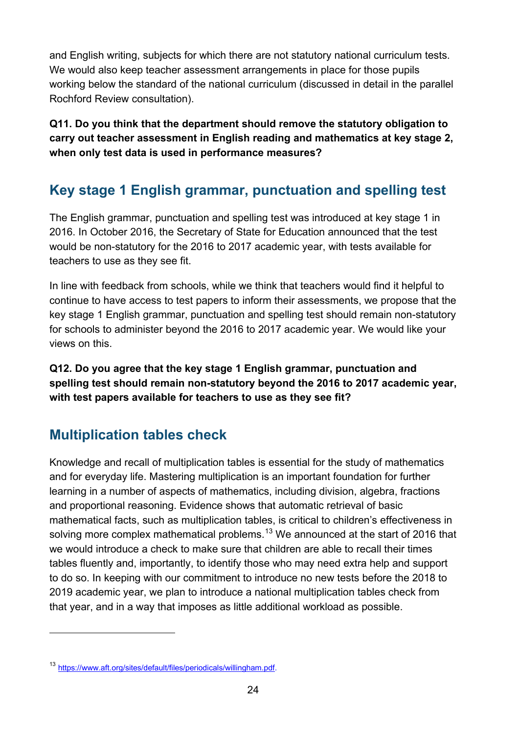and English writing, subjects for which there are not statutory national curriculum tests. We would also keep teacher assessment arrangements in place for those pupils working below the standard of the national curriculum (discussed in detail in the parallel Rochford Review consultation).

**Q11. Do you think that the department should remove the statutory obligation to carry out teacher assessment in English reading and mathematics at key stage 2, when only test data is used in performance measures?**

## Key stage 1 English grammar, punctuation and spelling test

The English grammar, punctuation and spelling test was introduced at key stage 1 in 2016. In October 2016, the Secretary of State for Education announced that the test would be non-statutory for the 2016 to 2017 academic year, with tests available for teachers to use as they see fit.

In line with feedback from schools, while we think that teachers would find it helpful to continue to have access to test papers to inform their assessments, we propose that the key stage 1 English grammar, punctuation and spelling test should remain non-statutory for schools to administer beyond the 2016 to 2017 academic year. We would like your views on this.

**Q12. Do you agree that the key stage 1 English grammar, punctuation and spelling test should remain non-statutory beyond the 2016 to 2017 academic year, with test papers available for teachers to use as they see fit?**

## Multiplication tables check

Knowledge and recall of multiplication tables is essential for the study of mathematics and for everyday life. Mastering multiplication is an important foundation for further learning in a number of aspects of mathematics, including division, algebra, fractions and proportional reasoning. Evidence shows that automatic retrieval of basic mathematical facts, such as multiplication tables, is critical to children's effectiveness in solving more complex mathematical problems.[13] We announced at the start of 2016 that we would introduce a check to make sure that children are able to recall their times tables fluently and, importantly, to identify those who may need extra help and support to do so. In keeping with our commitment to introduce no new tests before the 2018 to 2019 academic year, we plan to introduce a national multiplication tables check from that year, and in a way that imposes as little additional workload as possible.

---

[13] https://www.aft.org/sites/default/files/periodicals/willingham.pdf.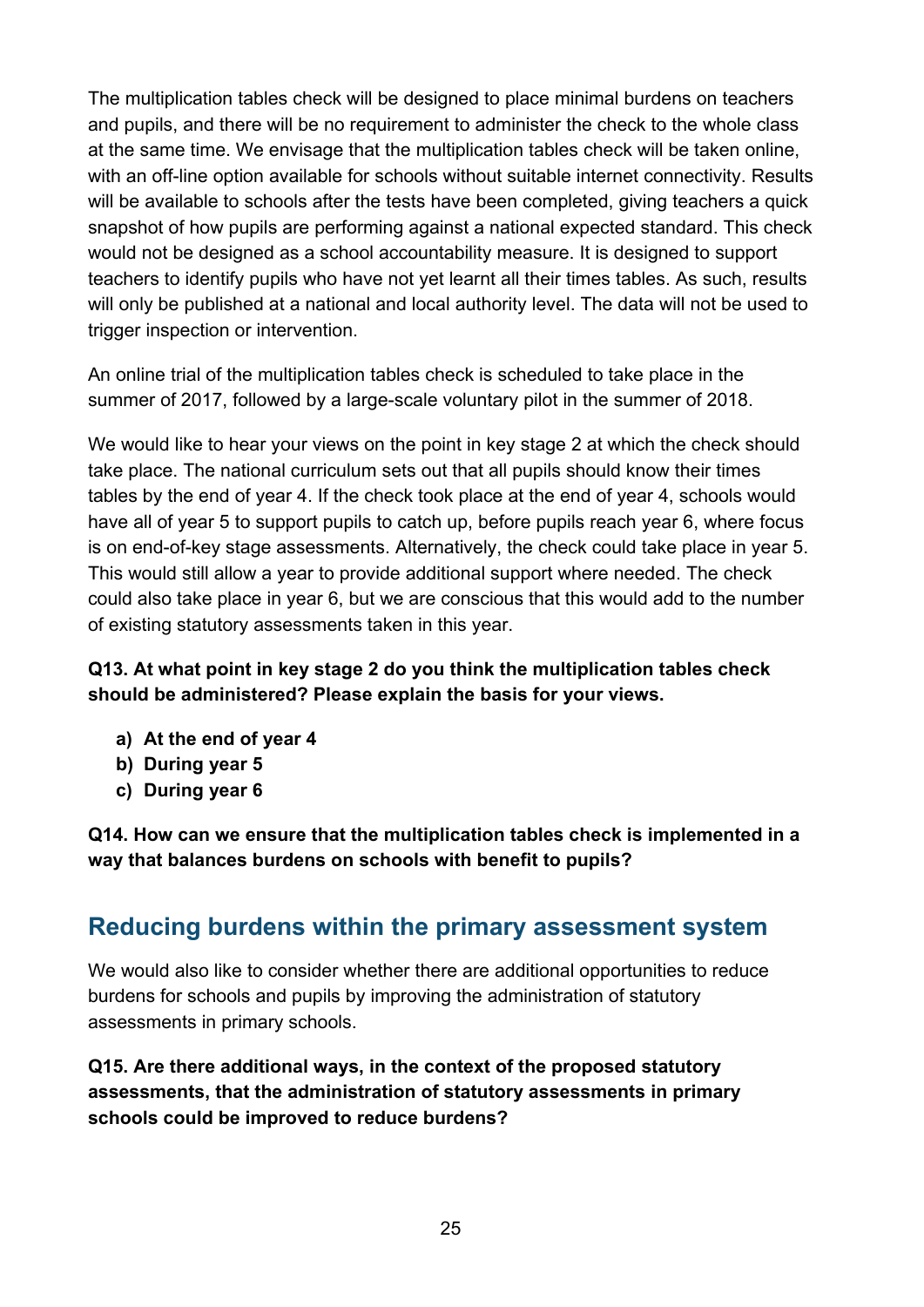The multiplication tables check will be designed to place minimal burdens on teachers and pupils, and there will be no requirement to administer the check to the whole class at the same time. We envisage that the multiplication tables check will be taken online, with an off-line option available for schools without suitable internet connectivity. Results will be available to schools after the tests have been completed, giving teachers a quick snapshot of how pupils are performing against a national expected standard. This check would not be designed as a school accountability measure. It is designed to support teachers to identify pupils who have not yet learnt all their times tables. As such, results will only be published at a national and local authority level. The data will not be used to trigger inspection or intervention.

An online trial of the multiplication tables check is scheduled to take place in the summer of 2017, followed by a large-scale voluntary pilot in the summer of 2018.

We would like to hear your views on the point in key stage 2 at which the check should take place. The national curriculum sets out that all pupils should know their times tables by the end of year 4. If the check took place at the end of year 4, schools would have all of year 5 to support pupils to catch up, before pupils reach year 6, where focus is on end-of-key stage assessments. Alternatively, the check could take place in year 5. This would still allow a year to provide additional support where needed. The check could also take place in year 6, but we are conscious that this would add to the number of existing statutory assessments taken in this year.

**Q13. At what point in key stage 2 do you think the multiplication tables check should be administered? Please explain the basis for your views.**

- **a) At the end of year 4**
- **b) During year 5**
- **c) During year 6**

**Q14. How can we ensure that the multiplication tables check is implemented in a way that balances burdens on schools with benefit to pupils?**

## Reducing burdens within the primary assessment system

We would also like to consider whether there are additional opportunities to reduce burdens for schools and pupils by improving the administration of statutory assessments in primary schools.

**Q15. Are there additional ways, in the context of the proposed statutory assessments, that the administration of statutory assessments in primary schools could be improved to reduce burdens?**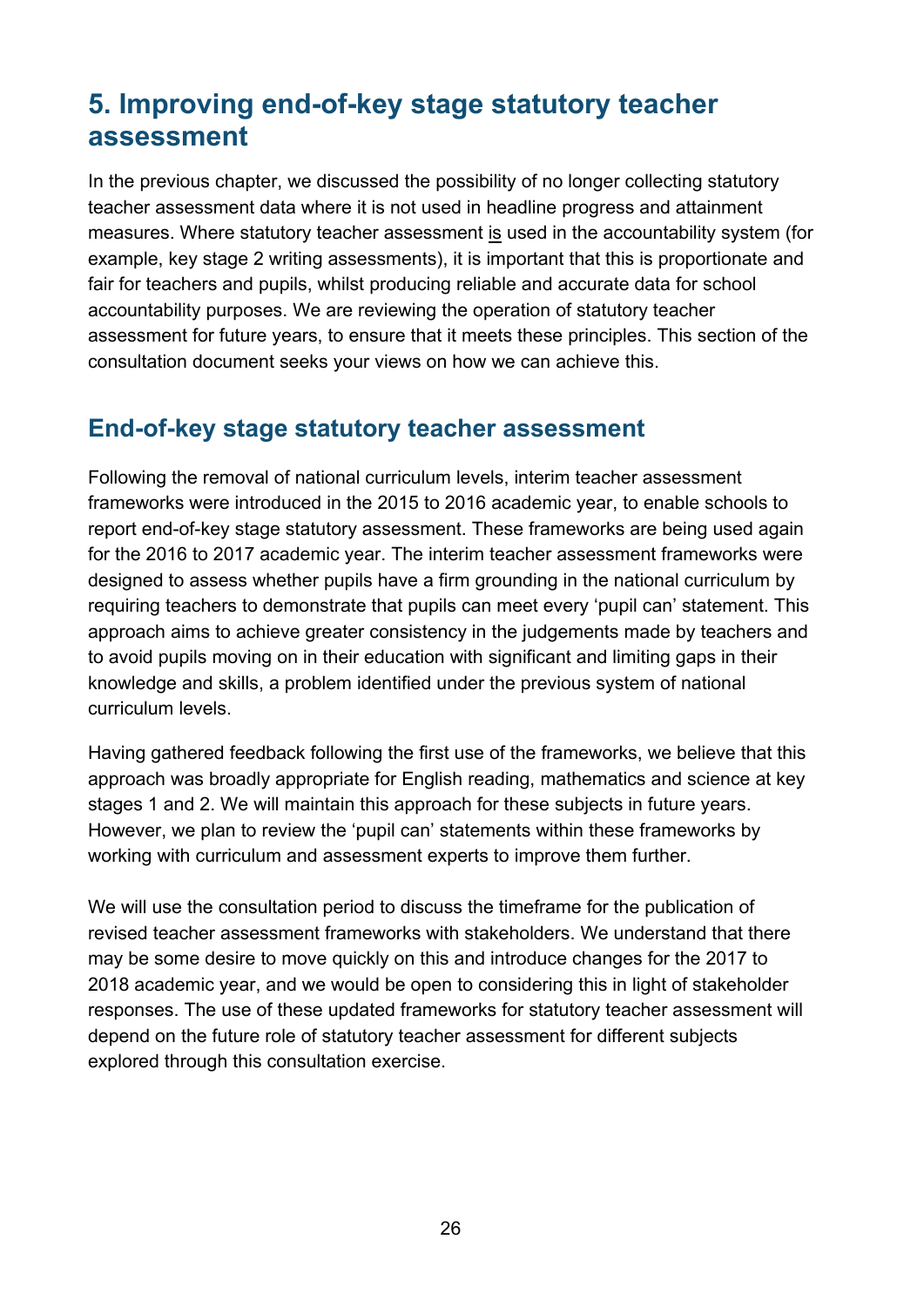# 5. Improving end-of-key stage statutory teacher assessment

In the previous chapter, we discussed the possibility of no longer collecting statutory teacher assessment data where it is not used in headline progress and attainment measures. Where statutory teacher assessment is used in the accountability system (for example, key stage 2 writing assessments), it is important that this is proportionate and fair for teachers and pupils, whilst producing reliable and accurate data for school accountability purposes. We are reviewing the operation of statutory teacher assessment for future years, to ensure that it meets these principles. This section of the consultation document seeks your views on how we can achieve this.

## End-of-key stage statutory teacher assessment

Following the removal of national curriculum levels, interim teacher assessment frameworks were introduced in the 2015 to 2016 academic year, to enable schools to report end-of-key stage statutory assessment. These frameworks are being used again for the 2016 to 2017 academic year. The interim teacher assessment frameworks were designed to assess whether pupils have a firm grounding in the national curriculum by requiring teachers to demonstrate that pupils can meet every 'pupil can' statement. This approach aims to achieve greater consistency in the judgements made by teachers and to avoid pupils moving on in their education with significant and limiting gaps in their knowledge and skills, a problem identified under the previous system of national curriculum levels.

Having gathered feedback following the first use of the frameworks, we believe that this approach was broadly appropriate for English reading, mathematics and science at key stages 1 and 2. We will maintain this approach for these subjects in future years. However, we plan to review the 'pupil can' statements within these frameworks by working with curriculum and assessment experts to improve them further.

We will use the consultation period to discuss the timeframe for the publication of revised teacher assessment frameworks with stakeholders. We understand that there may be some desire to move quickly on this and introduce changes for the 2017 to 2018 academic year, and we would be open to considering this in light of stakeholder responses. The use of these updated frameworks for statutory teacher assessment will depend on the future role of statutory teacher assessment for different subjects explored through this consultation exercise.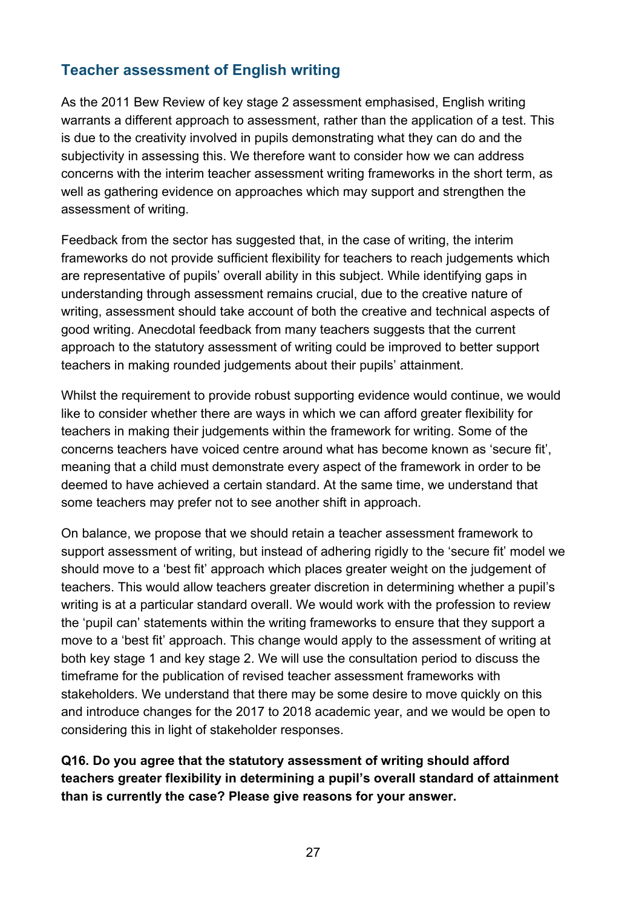## Teacher assessment of English writing

As the 2011 Bew Review of key stage 2 assessment emphasised, English writing warrants a different approach to assessment, rather than the application of a test. This is due to the creativity involved in pupils demonstrating what they can do and the subjectivity in assessing this. We therefore want to consider how we can address concerns with the interim teacher assessment writing frameworks in the short term, as well as gathering evidence on approaches which may support and strengthen the assessment of writing.

Feedback from the sector has suggested that, in the case of writing, the interim frameworks do not provide sufficient flexibility for teachers to reach judgements which are representative of pupils' overall ability in this subject. While identifying gaps in understanding through assessment remains crucial, due to the creative nature of writing, assessment should take account of both the creative and technical aspects of good writing. Anecdotal feedback from many teachers suggests that the current approach to the statutory assessment of writing could be improved to better support teachers in making rounded judgements about their pupils' attainment.

Whilst the requirement to provide robust supporting evidence would continue, we would like to consider whether there are ways in which we can afford greater flexibility for teachers in making their judgements within the framework for writing. Some of the concerns teachers have voiced centre around what has become known as 'secure fit', meaning that a child must demonstrate every aspect of the framework in order to be deemed to have achieved a certain standard. At the same time, we understand that some teachers may prefer not to see another shift in approach.

On balance, we propose that we should retain a teacher assessment framework to support assessment of writing, but instead of adhering rigidly to the 'secure fit' model we should move to a 'best fit' approach which places greater weight on the judgement of teachers. This would allow teachers greater discretion in determining whether a pupil's writing is at a particular standard overall. We would work with the profession to review the 'pupil can' statements within the writing frameworks to ensure that they support a move to a 'best fit' approach. This change would apply to the assessment of writing at both key stage 1 and key stage 2. We will use the consultation period to discuss the timeframe for the publication of revised teacher assessment frameworks with stakeholders. We understand that there may be some desire to move quickly on this and introduce changes for the 2017 to 2018 academic year, and we would be open to considering this in light of stakeholder responses.

**Q16. Do you agree that the statutory assessment of writing should afford teachers greater flexibility in determining a pupil's overall standard of attainment than is currently the case? Please give reasons for your answer.**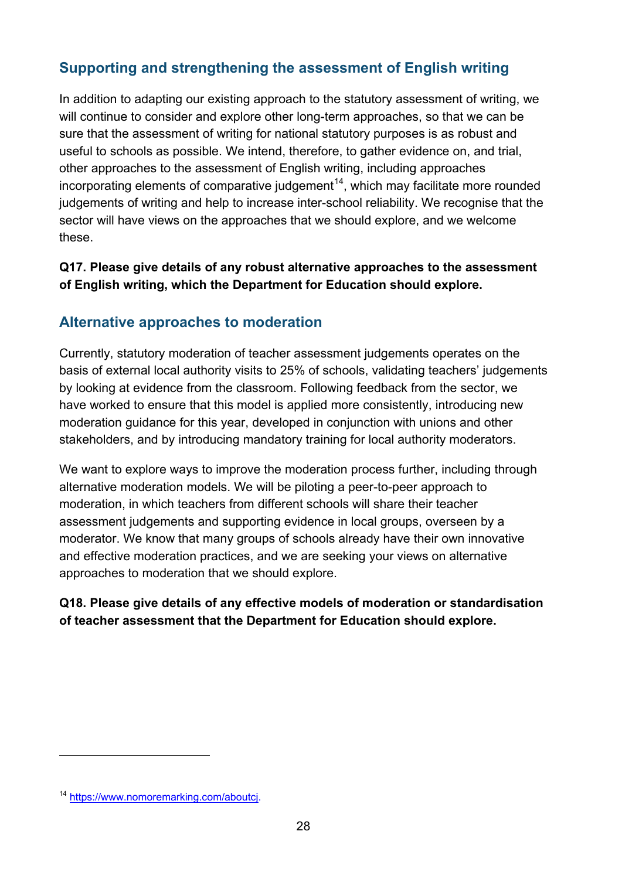## Supporting and strengthening the assessment of English writing

In addition to adapting our existing approach to the statutory assessment of writing, we will continue to consider and explore other long-term approaches, so that we can be sure that the assessment of writing for national statutory purposes is as robust and useful to schools as possible. We intend, therefore, to gather evidence on, and trial, other approaches to the assessment of English writing, including approaches incorporating elements of comparative judgement[14], which may facilitate more rounded judgements of writing and help to increase inter-school reliability. We recognise that the sector will have views on the approaches that we should explore, and we welcome these.

**Q17. Please give details of any robust alternative approaches to the assessment of English writing, which the Department for Education should explore.**

## Alternative approaches to moderation

Currently, statutory moderation of teacher assessment judgements operates on the basis of external local authority visits to 25% of schools, validating teachers' judgements by looking at evidence from the classroom. Following feedback from the sector, we have worked to ensure that this model is applied more consistently, introducing new moderation guidance for this year, developed in conjunction with unions and other stakeholders, and by introducing mandatory training for local authority moderators.

We want to explore ways to improve the moderation process further, including through alternative moderation models. We will be piloting a peer-to-peer approach to moderation, in which teachers from different schools will share their teacher assessment judgements and supporting evidence in local groups, overseen by a moderator. We know that many groups of schools already have their own innovative and effective moderation practices, and we are seeking your views on alternative approaches to moderation that we should explore.

**Q18. Please give details of any effective models of moderation or standardisation of teacher assessment that the Department for Education should explore.**

---

[14] https://www.nomoremarking.com/aboutcj.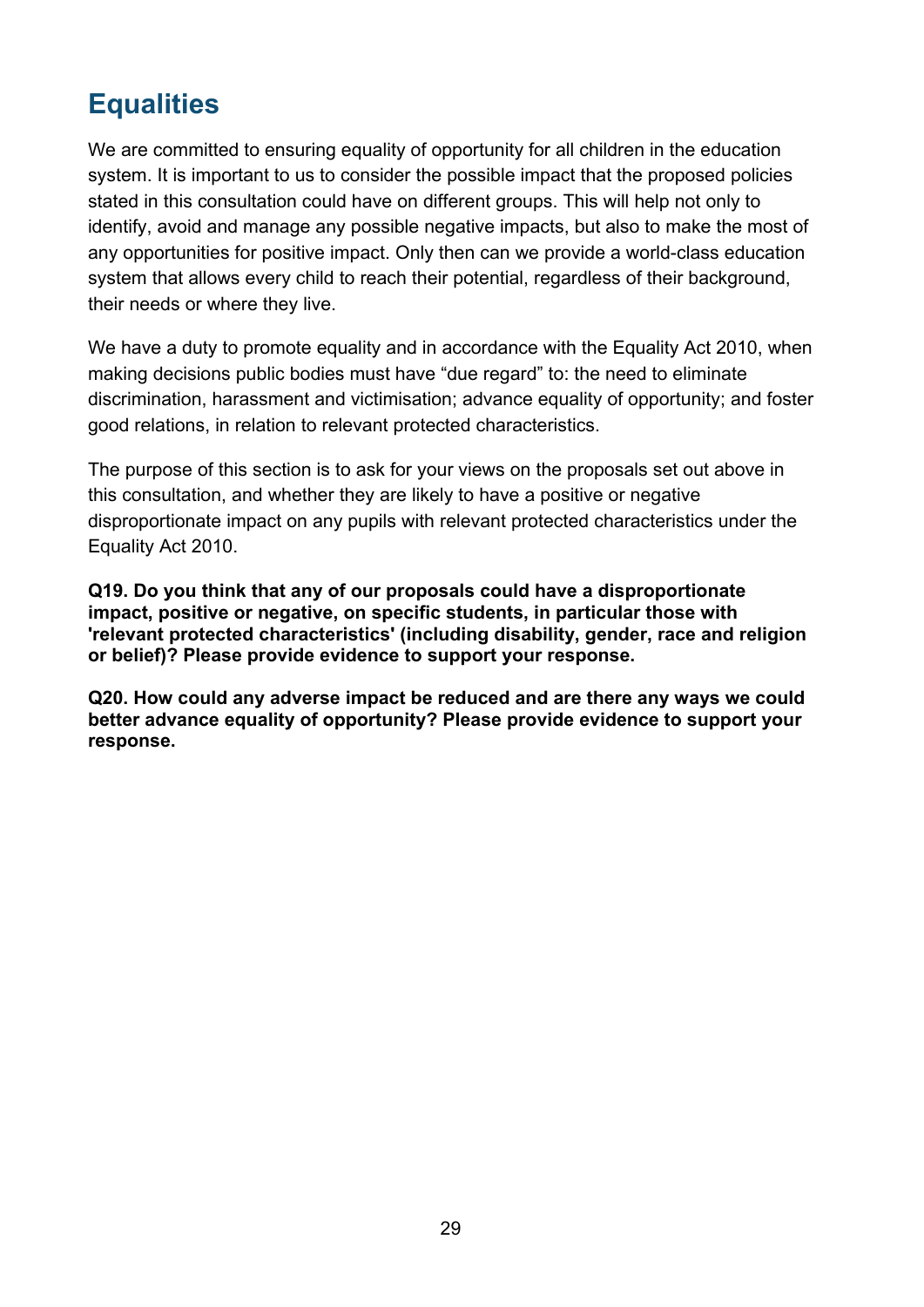# Equalities

We are committed to ensuring equality of opportunity for all children in the education system. It is important to us to consider the possible impact that the proposed policies stated in this consultation could have on different groups. This will help not only to identify, avoid and manage any possible negative impacts, but also to make the most of any opportunities for positive impact. Only then can we provide a world-class education system that allows every child to reach their potential, regardless of their background, their needs or where they live.

We have a duty to promote equality and in accordance with the Equality Act 2010, when making decisions public bodies must have "due regard" to: the need to eliminate discrimination, harassment and victimisation; advance equality of opportunity; and foster good relations, in relation to relevant protected characteristics.

The purpose of this section is to ask for your views on the proposals set out above in this consultation, and whether they are likely to have a positive or negative disproportionate impact on any pupils with relevant protected characteristics under the Equality Act 2010.

**Q19. Do you think that any of our proposals could have a disproportionate impact, positive or negative, on specific students, in particular those with 'relevant protected characteristics' (including disability, gender, race and religion or belief)? Please provide evidence to support your response.**

**Q20. How could any adverse impact be reduced and are there any ways we could better advance equality of opportunity? Please provide evidence to support your response.**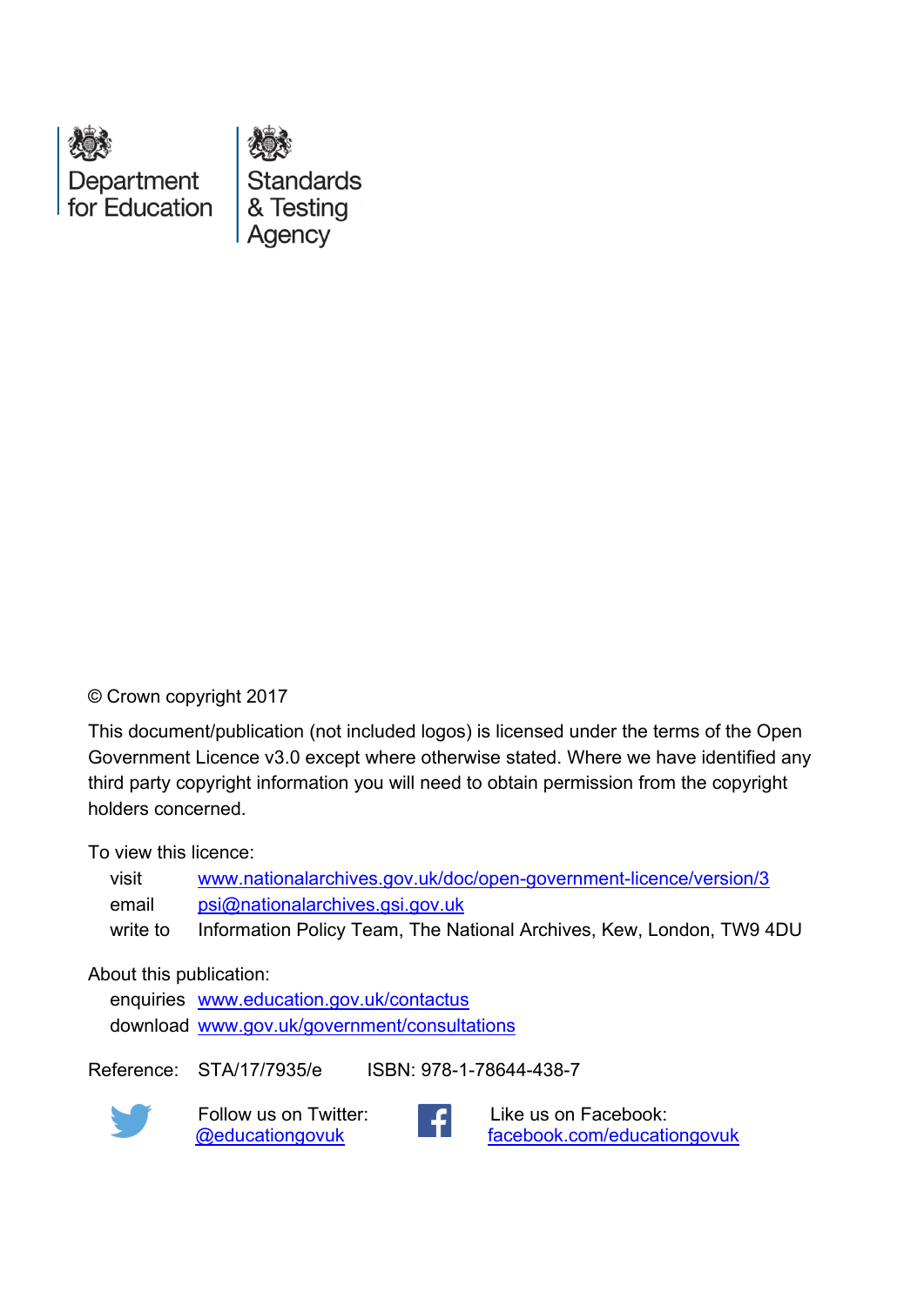Department for Education

Standards & Testing Agency

© Crown copyright 2017

This document/publication (not included logos) is licensed under the terms of the Open Government Licence v3.0 except where otherwise stated. Where we have identified any third party copyright information you will need to obtain permission from the copyright holders concerned.

To view this licence:

| | |
|---|---|
| visit | www.nationalarchives.gov.uk/doc/open-government-licence/version/3 |
| email | psi@nationalarchives.gsi.gov.uk |
| write to | Information Policy Team, The National Archives, Kew, London, TW9 4DU |

About this publication:

| | |
|---|---|
| enquiries | www.education.gov.uk/contactus |
| download | www.gov.uk/government/consultations |

Reference: STA/17/7935/e ISBN: 978-1-78644-438-7

Follow us on Twitter: @educationgovuk

Like us on Facebook: facebook.com/educationgovuk